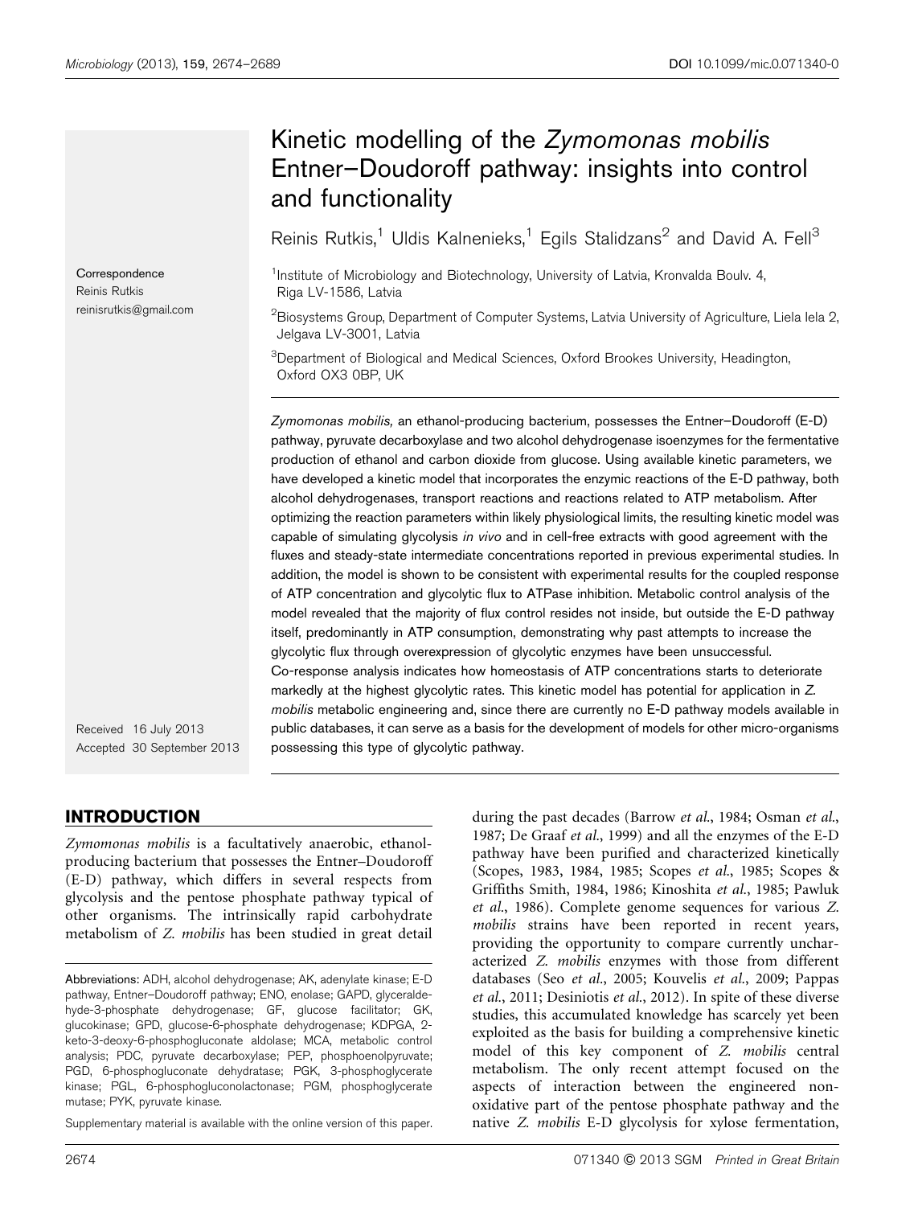# Kinetic modelling of the *Zymomonas mobilis* Entner–Doudoroff pathway: insights into control and functionality

Reinis Rutkis,[1] Uldis Kalnenieks,[1] Egils Stalidzans[2] and David A. Fell[3]

[1]Institute of Microbiology and Biotechnology, University of Latvia, Kronvalda Boulv. 4, Riga LV-1586, Latvia

[2]Biosystems Group, Department of Computer Systems, Latvia University of Agriculture, Liela Iela 2, Jelgava LV-3001, Latvia

[3]Department of Biological and Medical Sciences, Oxford Brookes University, Headington, Oxford OX3 0BP, UK

Correspondence
Reinis Rutkis
reinisrutkis@gmail.com

*Zymomonas mobilis,* an ethanol-producing bacterium, possesses the Entner–Doudoroff (E-D) pathway, pyruvate decarboxylase and two alcohol dehydrogenase isoenzymes for the fermentative production of ethanol and carbon dioxide from glucose. Using available kinetic parameters, we have developed a kinetic model that incorporates the enzymic reactions of the E-D pathway, both alcohol dehydrogenases, transport reactions and reactions related to ATP metabolism. After optimizing the reaction parameters within likely physiological limits, the resulting kinetic model was capable of simulating glycolysis *in vivo* and in cell-free extracts with good agreement with the fluxes and steady-state intermediate concentrations reported in previous experimental studies. In addition, the model is shown to be consistent with experimental results for the coupled response of ATP concentration and glycolytic flux to ATPase inhibition. Metabolic control analysis of the model revealed that the majority of flux control resides not inside, but outside the E-D pathway itself, predominantly in ATP consumption, demonstrating why past attempts to increase the glycolytic flux through overexpression of glycolytic enzymes have been unsuccessful. Co-response analysis indicates how homeostasis of ATP concentrations starts to deteriorate markedly at the highest glycolytic rates. This kinetic model has potential for application in *Z. mobilis* metabolic engineering and, since there are currently no E-D pathway models available in public databases, it can serve as a basis for the development of models for other micro-organisms possessing this type of glycolytic pathway.

Received 16 July 2013
Accepted 30 September 2013

## INTRODUCTION

*Zymomonas mobilis* is a facultatively anaerobic, ethanol-producing bacterium that possesses the Entner–Doudoroff (E-D) pathway, which differs in several respects from glycolysis and the pentose phosphate pathway typical of other organisms. The intrinsically rapid carbohydrate metabolism of *Z. mobilis* has been studied in great detail during the past decades (Barrow *et al.*, 1984; Osman *et al.*, 1987; De Graaf *et al.*, 1999) and all the enzymes of the E-D pathway have been purified and characterized kinetically (Scopes, 1983, 1984, 1985; Scopes *et al.*, 1985; Scopes & Griffiths Smith, 1984, 1986; Kinoshita *et al.*, 1985; Pawluk *et al.*, 1986). Complete genome sequences for various *Z. mobilis* strains have been reported in recent years, providing the opportunity to compare currently uncharacterized *Z. mobilis* enzymes with those from different databases (Seo *et al.*, 2005; Kouvelis *et al.*, 2009; Pappas *et al.*, 2011; Desiniotis *et al.*, 2012). In spite of these diverse studies, this accumulated knowledge has scarcely yet been exploited as the basis for building a comprehensive kinetic model of this key component of *Z. mobilis* central metabolism. The only recent attempt focused on the aspects of interaction between the engineered non-oxidative part of the pentose phosphate pathway and the native *Z. mobilis* E-D glycolysis for xylose fermentation,

Abbreviations: ADH, alcohol dehydrogenase; AK, adenylate kinase; E-D pathway, Entner–Doudoroff pathway; ENO, enolase; GAPD, glyceraldehyde-3-phosphate dehydrogenase; GF, glucose facilitator; GK, glucokinase; GPD, glucose-6-phosphate dehydrogenase; KDPGA, 2-keto-3-deoxy-6-phosphogluconate aldolase; MCA, metabolic control analysis; PDC, pyruvate decarboxylase; PEP, phosphoenolpyruvate; PGD, 6-phosphogluconate dehydratase; PGK, 3-phosphoglycerate kinase; PGL, 6-phosphogluconolactonase; PGM, phosphoglycerate mutase; PYK, pyruvate kinase.

Supplementary material is available with the online version of this paper.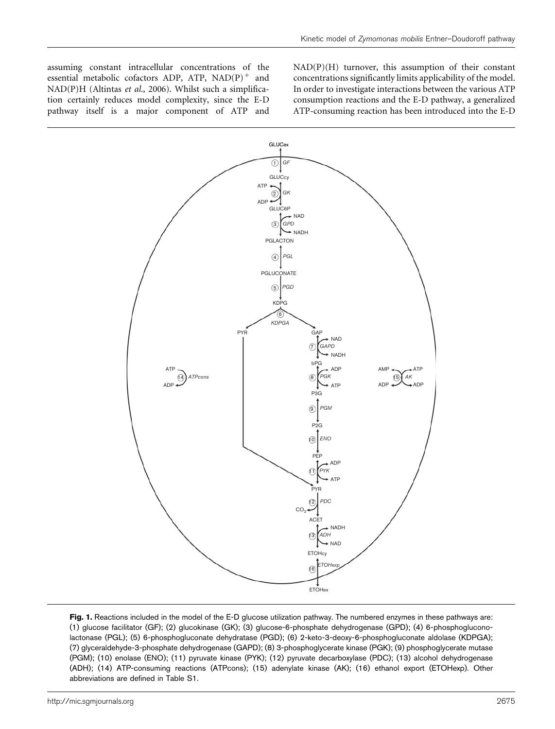assuming constant intracellular concentrations of the essential metabolic cofactors ADP, ATP, $NAD(P)^+$ and NAD(P)H (Altintas *et al.*, 2006). Whilst such a simplification certainly reduces model complexity, since the E-D pathway itself is a major component of ATP and NAD(P)(H) turnover, this assumption of their constant concentrations significantly limits applicability of the model. In order to investigate interactions between the various ATP consumption reactions and the E-D pathway, a generalized ATP-consuming reaction has been introduced into the E-D

**Fig. 1.** Reactions included in the model of the E-D glucose utilization pathway. The numbered enzymes in these pathways are: (1) glucose facilitator (GF); (2) glucokinase (GK); (3) glucose-6-phosphate dehydrogenase (GPD); (4) 6-phosphoglucono-lactonase (PGL); (5) 6-phosphogluconate dehydratase (PGD); (6) 2-keto-3-deoxy-6-phosphogluconate aldolase (KDPGA); (7) glyceraldehyde-3-phosphate dehydrogenase (GAPD); (8) 3-phosphoglycerate kinase (PGK); (9) phosphoglycerate mutase (PGM); (10) enolase (ENO); (11) pyruvate kinase (PYK); (12) pyruvate decarboxylase (PDC); (13) alcohol dehydrogenase (ADH); (14) ATP-consuming reactions (ATPcons); (15) adenylate kinase (AK); (16) ethanol export (ETOHexp). Other abbreviations are defined in Table S1.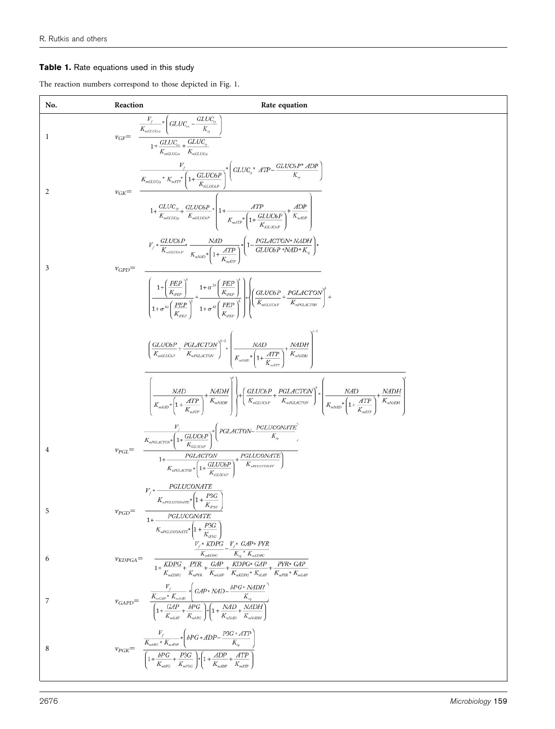**Table 1.** Rate equations used in this study

The reaction numbers correspond to those depicted in Fig. 1.

| No. | Reaction | Rate equation |
|---|---|---|
| 1 | $v_{GF}=$ | $\dfrac{\dfrac{V_f}{K_{mGLUCex}}*\left(GLUC_{ex}-\dfrac{GLUC_{cy}}{K_{eq}}\right)}{1+\dfrac{GLUC_{ex}}{K_{mGLUCex}}+\dfrac{GLUC_{cy}}{K_{mGLUCcy}}}$ |
| 2 | $v_{GK}=$ | $\dfrac{\dfrac{V_f}{K_{mGLUCcy}*K_{mATP}*\left(1+\dfrac{GLUC6P}{K_{iGLUC6P}}\right)}*\left(GLUC_{cy}*ATP-\dfrac{GLUC6P*ADP}{K_{eq}}\right)}{1+\dfrac{GLUC_{cy}}{K_{mGLUCcy}}+\dfrac{GLUC6P}{K_{mGLUC6P}}*\left(1+\dfrac{ATP}{K_{mATP}*\left(1+\dfrac{GLUC6P}{K_{iGLUC6P}}\right)}+\dfrac{ADP}{K_{mADP}}\right)}$ |
| 3 | $v_{GPD}=$ | $\dfrac{V_f*\dfrac{GLUC6P}{K_{mGLUC6P}}*\dfrac{NAD}{K_{mNAD}*\left(1+\dfrac{ATP}{K_{mATP}}\right)}*\left(1-\dfrac{PGLACTON*NADH}{GLUC6P*NAD*K_{eq}}\right)*\left(\dfrac{GLUC6P}{K_{mGLUC6P}}+\dfrac{PGLACTON}{K_{mPGLACTON}}\right)^{h-1}*\left(\dfrac{NAD}{K_{mNAD}*\left(1+\dfrac{ATP}{K_{mATP}}\right)}+\dfrac{NADH}{K_{mNADH}}\right)^{h-1}}{\left(\dfrac{1+\left(\dfrac{PEP}{K_{iPEP}}\right)^{h}}{1+\sigma^{4h}\left(\dfrac{PEP}{K_{iPEP}}\right)^{h}}+\dfrac{1+\sigma^{2h}\left(\dfrac{PEP}{K_{iPEP}}\right)^{h}}{1+\sigma^{4h}\left(\dfrac{PEP}{K_{iPEP}}\right)^{h}}\right)*\left\{\left(\dfrac{GLUC6P}{K_{mGLUC6P}}+\dfrac{PGLACTON}{K_{mPGLACTON}}\right)^{h}+\left(\dfrac{NAD}{K_{mNAD}*\left(1+\dfrac{ATP}{K_{mATP}}\right)}+\dfrac{NADH}{K_{mNADH}}\right)^{h}\right\}+\left(\dfrac{GLUC6P}{K_{mGLUC6P}}+\dfrac{PGLACTON}{K_{mPGLACTON}}\right)^{h}*\left(\dfrac{NAD}{K_{mNAD}*\left(1+\dfrac{ATP}{K_{mATP}}\right)}+\dfrac{NADH}{K_{mNADH}}\right)^{h}}$ |
| 4 | $v_{PGL}=$ | $\dfrac{\dfrac{V_f}{K_{mPGLACTON}*\left(1+\dfrac{GLUC6P}{K_{iGLUC6P}}\right)}*\left(PGLACTON-\dfrac{PGLUCONATE}{K_{eq}}\right)}{1+\dfrac{PGLACTON}{K_{mPGLACTON}*\left(1+\dfrac{GLUC6P}{K_{iGLUC6P}}\right)}+\dfrac{PGLUCONATE}{K_{mPGLUCONAT}}}$ |
| 5 | $v_{PGD}=$ | $\dfrac{V_f*\dfrac{PGLUCONATE}{K_{mPGLUCONATE}*\left(1+\dfrac{P3G}{K_{iP3G}}\right)}}{1+\dfrac{PGLUCONATE}{K_{mPGLUCONATE}*\left(1+\dfrac{P3G}{K_{iP3G}}\right)}}$ |
| 6 | $v_{KDPGA}=$ | $\dfrac{\dfrac{V_f*KDPG}{K_{mKDPG}}-\dfrac{V_f*GAP*PYR}{K_{eq}*K_{mKDPG}}}{1+\dfrac{KDPG}{K_{mKDPG}}+\dfrac{PYR}{K_{mPYR}}+\dfrac{GAP}{K_{mGAP}}+\dfrac{KDPG*GAP}{K_{mKDPG}*K_{iGAP}}+\dfrac{PYR*GAP}{K_{mPYR}*K_{mGAP}}}$ |
| 7 | $v_{GAPD}=$ | $\dfrac{\dfrac{V_f}{K_{mGAP}*K_{mNAD}}*\left(GAP*NAD-\dfrac{bPG*NADH}{K_{eq}}\right)}{\left(1+\dfrac{GAP}{K_{mGAP}}+\dfrac{bPG}{K_{mbPG}}\right)*\left(1+\dfrac{NAD}{K_{mNAD}}+\dfrac{NADH}{K_{mNADH}}\right)}$ |
| 8 | $v_{PGK}=$ | $\dfrac{\dfrac{V_f}{K_{mbPG}*K_{mADP}}*\left(bPG*ADP-\dfrac{P3G*ATP}{K_{eq}}\right)}{\left(1+\dfrac{bPG}{K_{mbPG}}+\dfrac{P3G}{K_{mP3G}}\right)*\left(1+\dfrac{ADP}{K_{mADP}}+\dfrac{ATP}{K_{mATP}}\right)}$ |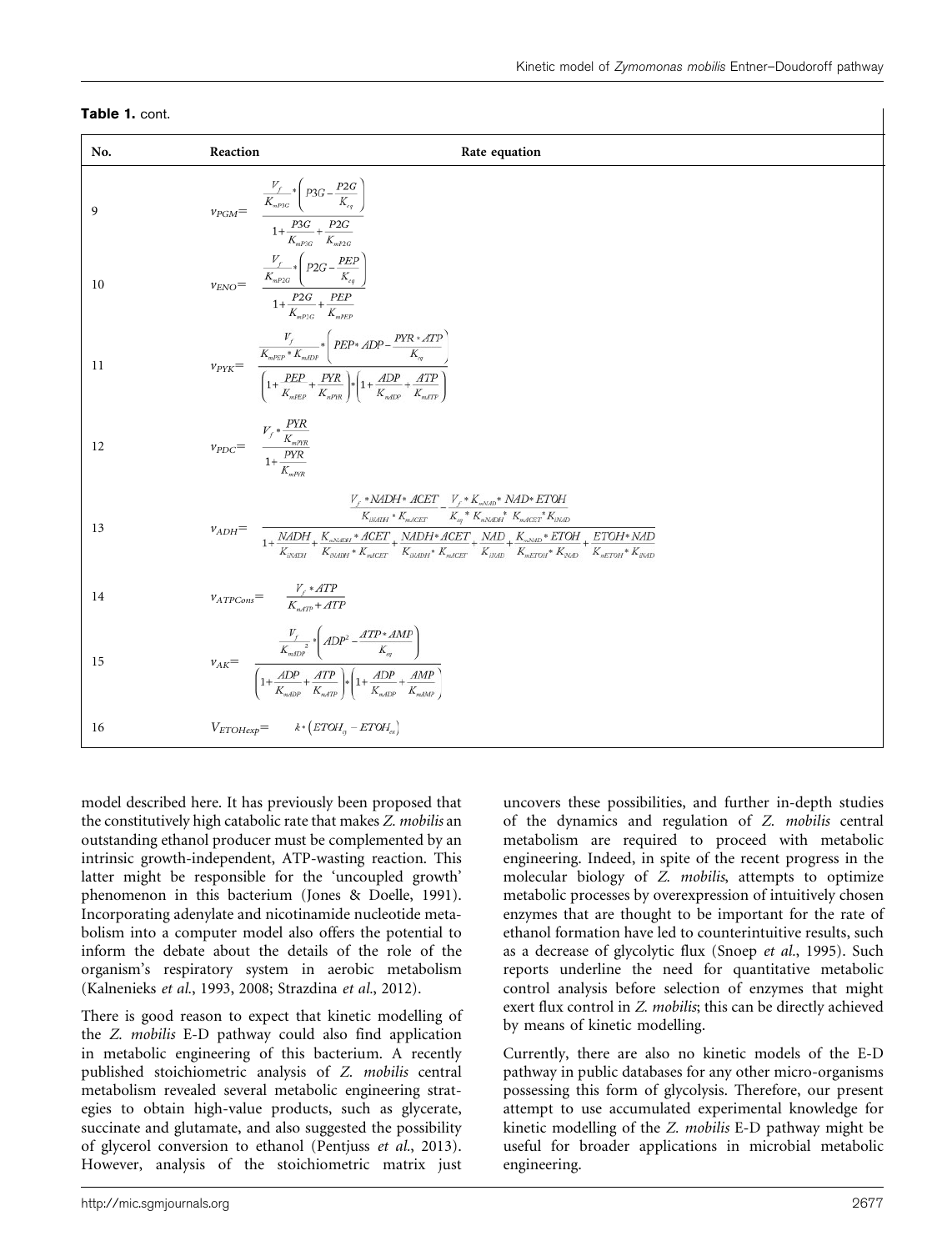**Table 1.** cont.

| No. | Reaction | Rate equation |
|---|---|---|
| 9 | $v_{PGM}=$ | $\dfrac{\dfrac{V_f}{K_{mP3G}}*\left(P3G-\dfrac{P2G}{K_{eq}}\right)}{1+\dfrac{P3G}{K_{mP3G}}+\dfrac{P2G}{K_{mP2G}}}$ |
| 10 | $v_{ENO}=$ | $\dfrac{\dfrac{V_f}{K_{mP2G}}*\left(P2G-\dfrac{PEP}{K_{eq}}\right)}{1+\dfrac{P2G}{K_{mP2G}}+\dfrac{PEP}{K_{mPEP}}}$ |
| 11 | $v_{PYK}=$ | $\dfrac{\dfrac{V_f}{K_{mPEP}*K_{mADP}}*\left(PEP*ADP-\dfrac{PYR*ATP}{K_{eq}}\right)}{\left(1+\dfrac{PEP}{K_{mPEP}}+\dfrac{PYR}{K_{mPYR}}\right)*\left(1+\dfrac{ADP}{K_{mADP}}+\dfrac{ATP}{K_{mATP}}\right)}$ |
| 12 | $v_{PDC}=$ | $\dfrac{V_f*\dfrac{PYR}{K_{mPYR}}}{1+\dfrac{PYR}{K_{mPYR}}}$ |
| 13 | $v_{ADH}=$ | $\dfrac{\dfrac{V_f*NADH*ACET}{K_{iNADH}*K_{mACET}}-\dfrac{V_f*K_{mNAD}*NAD*ETOH}{K_{eq}*K_{mNADH}*K_{mACET}*K_{iNAD}}}{1+\dfrac{NADH}{K_{iNADH}}+\dfrac{K_{mNADH}*ACET}{K_{iNADH}*K_{mACET}}+\dfrac{NADH*ACET}{K_{iNADH}*K_{mACET}}+\dfrac{NAD}{K_{iNAD}}+\dfrac{K_{mNAD}*ETOH}{K_{mETOH}*K_{NAD}}+\dfrac{ETOH*NAD}{K_{mETOH}*K_{iNAD}}}$ |
| 14 | $v_{ATPCons}=$ | $\dfrac{V_f*ATP}{K_{mATP}+ATP}$ |
| 15 | $v_{AK}=$ | $\dfrac{\dfrac{V_f}{K_{mADP}^{\,2}}*\left(ADP^2-\dfrac{ATP*AMP}{K_{eq}}\right)}{\left(1+\dfrac{ADP}{K_{mADP}}+\dfrac{ATP}{K_{mATP}}\right)*\left(1+\dfrac{ADP}{K_{mADP}}+\dfrac{AMP}{K_{mAMP}}\right)}$ |
| 16 | $V_{ETOHexp}=$ | $k*\left(ETOH_{cy}-ETOH_{ex}\right)$ |

model described here. It has previously been proposed that the constitutively high catabolic rate that makes *Z. mobilis* an outstanding ethanol producer must be complemented by an intrinsic growth-independent, ATP-wasting reaction. This latter might be responsible for the 'uncoupled growth' phenomenon in this bacterium (Jones & Doelle, 1991). Incorporating adenylate and nicotinamide nucleotide metabolism into a computer model also offers the potential to inform the debate about the details of the role of the organism's respiratory system in aerobic metabolism (Kalnenieks *et al.*, 1993, 2008; Strazdina *et al.*, 2012).

There is good reason to expect that kinetic modelling of the *Z. mobilis* E-D pathway could also find application in metabolic engineering of this bacterium. A recently published stoichiometric analysis of *Z. mobilis* central metabolism revealed several metabolic engineering strategies to obtain high-value products, such as glycerate, succinate and glutamate, and also suggested the possibility of glycerol conversion to ethanol (Pentjuss *et al.*, 2013). However, analysis of the stoichiometric matrix just uncovers these possibilities, and further in-depth studies of the dynamics and regulation of *Z. mobilis* central metabolism are required to proceed with metabolic engineering. Indeed, in spite of the recent progress in the molecular biology of *Z. mobilis*, attempts to optimize metabolic processes by overexpression of intuitively chosen enzymes that are thought to be important for the rate of ethanol formation have led to counterintuitive results, such as a decrease of glycolytic flux (Snoep *et al.*, 1995). Such reports underline the need for quantitative metabolic control analysis before selection of enzymes that might exert flux control in *Z. mobilis*; this can be directly achieved by means of kinetic modelling.

Currently, there are also no kinetic models of the E-D pathway in public databases for any other micro-organisms possessing this form of glycolysis. Therefore, our present attempt to use accumulated experimental knowledge for kinetic modelling of the *Z. mobilis* E-D pathway might be useful for broader applications in microbial metabolic engineering.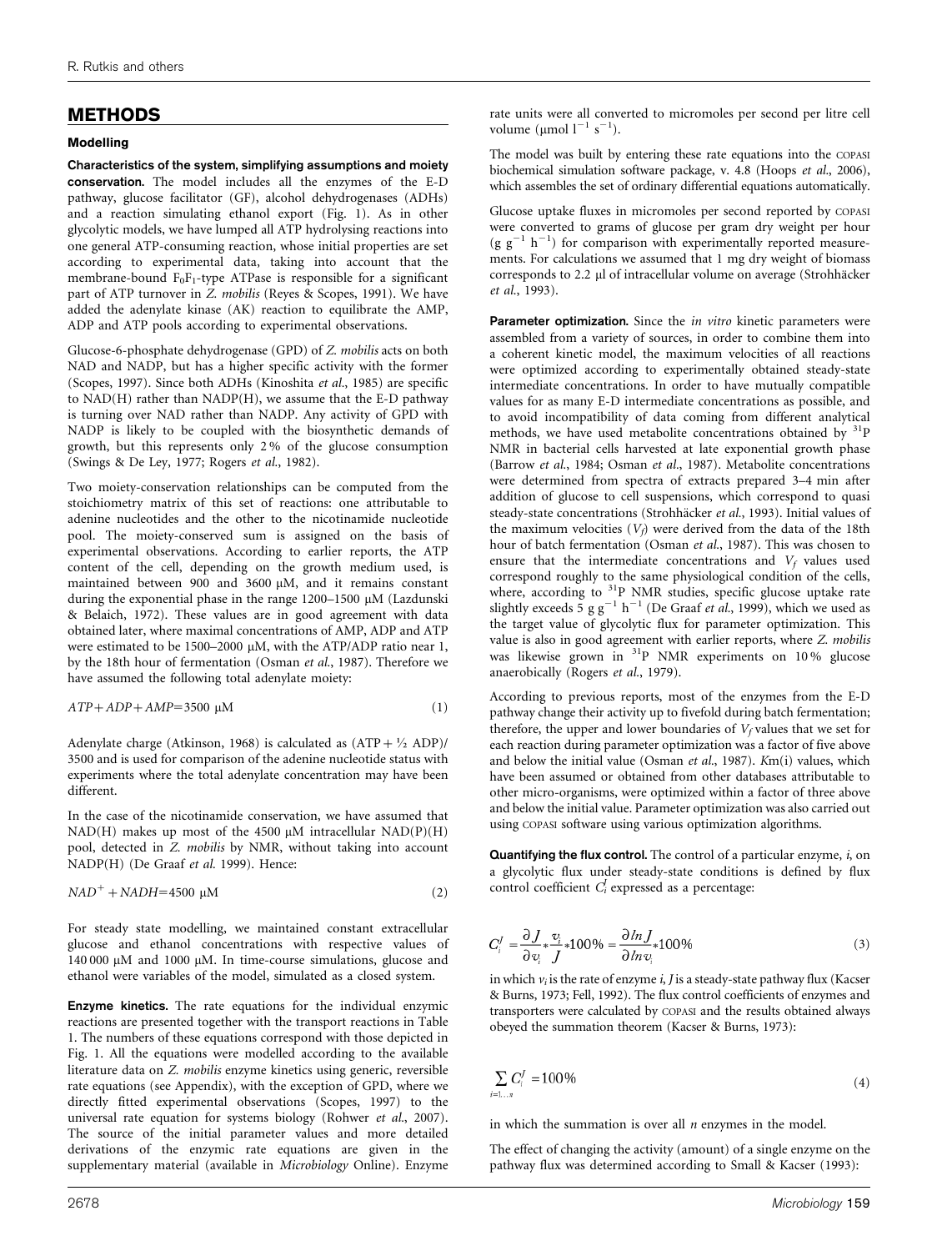## METHODS

### Modelling

**Characteristics of the system, simplifying assumptions and moiety conservation.** The model includes all the enzymes of the E-D pathway, glucose facilitator (GF), alcohol dehydrogenases (ADHs) and a reaction simulating ethanol export (Fig. 1). As in other glycolytic models, we have lumped all ATP hydrolysing reactions into one general ATP-consuming reaction, whose initial properties are set according to experimental data, taking into account that the membrane-bound $F_0F_1$-type ATPase is responsible for a significant part of ATP turnover in *Z. mobilis* (Reyes & Scopes, 1991). We have added the adenylate kinase (AK) reaction to equilibrate the AMP, ADP and ATP pools according to experimental observations.

Glucose-6-phosphate dehydrogenase (GPD) of *Z. mobilis* acts on both NAD and NADP, but has a higher specific activity with the former (Scopes, 1997). Since both ADHs (Kinoshita *et al.*, 1985) are specific to NAD(H) rather than NADP(H), we assume that the E-D pathway is turning over NAD rather than NADP. Any activity of GPD with NADP is likely to be coupled with the biosynthetic demands of growth, but this represents only 2 % of the glucose consumption (Swings & De Ley, 1977; Rogers *et al.*, 1982).

Two moiety-conservation relationships can be computed from the stoichiometry matrix of this set of reactions: one attributable to adenine nucleotides and the other to the nicotinamide nucleotide pool. The moiety-conserved sum is assigned on the basis of experimental observations. According to earlier reports, the ATP content of the cell, depending on the growth medium used, is maintained between 900 and 3600 μM, and it remains constant during the exponential phase in the range 1200–1500 μM (Lazdunski & Belaich, 1972). These values are in good agreement with data obtained later, where maximal concentrations of AMP, ADP and ATP were estimated to be 1500–2000 μM, with the ATP/ADP ratio near 1, by the 18th hour of fermentation (Osman *et al.*, 1987). Therefore we have assumed the following total adenylate moiety:

$$ATP + ADP + AMP = 3500\ \mu\text{M} \tag{1}$$

Adenylate charge (Atkinson, 1968) is calculated as (ATP + ½ ADP)/3500 and is used for comparison of the adenine nucleotide status with experiments where the total adenylate concentration may have been different.

In the case of the nicotinamide conservation, we have assumed that NAD(H) makes up most of the 4500 μM intracellular NAD(P)(H) pool, detected in *Z. mobilis* by NMR, without taking into account NADP(H) (De Graaf *et al.* 1999). Hence:

$$NAD^+ + NADH = 4500\ \mu\text{M} \tag{2}$$

For steady state modelling, we maintained constant extracellular glucose and ethanol concentrations with respective values of 140 000 μM and 1000 μM. In time-course simulations, glucose and ethanol were variables of the model, simulated as a closed system.

**Enzyme kinetics.** The rate equations for the individual enzymic reactions are presented together with the transport reactions in Table 1. The numbers of these equations correspond with those depicted in Fig. 1. All the equations were modelled according to the available literature data on *Z. mobilis* enzyme kinetics using generic, reversible rate equations (see Appendix), with the exception of GPD, where we directly fitted experimental observations (Scopes, 1997) to the universal rate equation for systems biology (Rohwer *et al.*, 2007). The source of the initial parameter values and more detailed derivations of the enzymic rate equations are given in the supplementary material (available in *Microbiology* Online). Enzyme rate units were all converted to micromoles per second per litre cell volume (μmol $l^{-1}$ $s^{-1}$).

The model was built by entering these rate equations into the COPASI biochemical simulation software package, v. 4.8 (Hoops *et al.*, 2006), which assembles the set of ordinary differential equations automatically.

Glucose uptake fluxes in micromoles per second reported by COPASI were converted to grams of glucose per gram dry weight per hour (g $g^{-1}$ $h^{-1}$) for comparison with experimentally reported measurements. For calculations we assumed that 1 mg dry weight of biomass corresponds to 2.2 μl of intracellular volume on average (Strohhäcker *et al.*, 1993).

**Parameter optimization.** Since the *in vitro* kinetic parameters were assembled from a variety of sources, in order to combine them into a coherent kinetic model, the maximum velocities of all reactions were optimized according to experimentally obtained steady-state intermediate concentrations. In order to have mutually compatible values for as many E-D intermediate concentrations as possible, and to avoid incompatibility of data coming from different analytical methods, we have used metabolite concentrations obtained by $^{31}$P NMR in bacterial cells harvested at late exponential growth phase (Barrow *et al.*, 1984; Osman *et al.*, 1987). Metabolite concentrations were determined from spectra of extracts prepared 3–4 min after addition of glucose to cell suspensions, which correspond to quasi steady-state concentrations (Strohhäcker *et al.*, 1993). Initial values of the maximum velocities ($V_f$) were derived from the data of the 18th hour of batch fermentation (Osman *et al.*, 1987). This was chosen to ensure that the intermediate concentrations and $V_f$ values used correspond roughly to the same physiological condition of the cells, where, according to $^{31}$P NMR studies, specific glucose uptake rate slightly exceeds 5 g $g^{-1}$ $h^{-1}$ (De Graaf *et al.*, 1999), which we used as the target value of glycolytic flux for parameter optimization. This value is also in good agreement with earlier reports, where *Z. mobilis* was likewise grown in $^{31}$P NMR experiments on 10 % glucose anaerobically (Rogers *et al.*, 1979).

According to previous reports, most of the enzymes from the E-D pathway change their activity up to fivefold during batch fermentation; therefore, the upper and lower boundaries of $V_f$ values that we set for each reaction during parameter optimization was a factor of five above and below the initial value (Osman *et al.*, 1987). *K*m(i) values, which have been assumed or obtained from other databases attributable to other micro-organisms, were optimized within a factor of three above and below the initial value. Parameter optimization was also carried out using COPASI software using various optimization algorithms.

**Quantifying the flux control.** The control of a particular enzyme, *i*, on a glycolytic flux under steady-state conditions is defined by flux control coefficient $C_i^J$ expressed as a percentage:

$$C_i^J = \frac{\partial J}{\partial v_i} * \frac{v_i}{J} * 100\% = \frac{\partial \ln J}{\partial \ln v_i} * 100\% \tag{3}$$

in which $v_i$ is the rate of enzyme *i*, *J* is a steady-state pathway flux (Kacser & Burns, 1973; Fell, 1992). The flux control coefficients of enzymes and transporters were calculated by COPASI and the results obtained always obeyed the summation theorem (Kacser & Burns, 1973):

$$\sum_{i=1...n} C_i^J = 100\% \tag{4}$$

in which the summation is over all *n* enzymes in the model.

The effect of changing the activity (amount) of a single enzyme on the pathway flux was determined according to Small & Kacser (1993):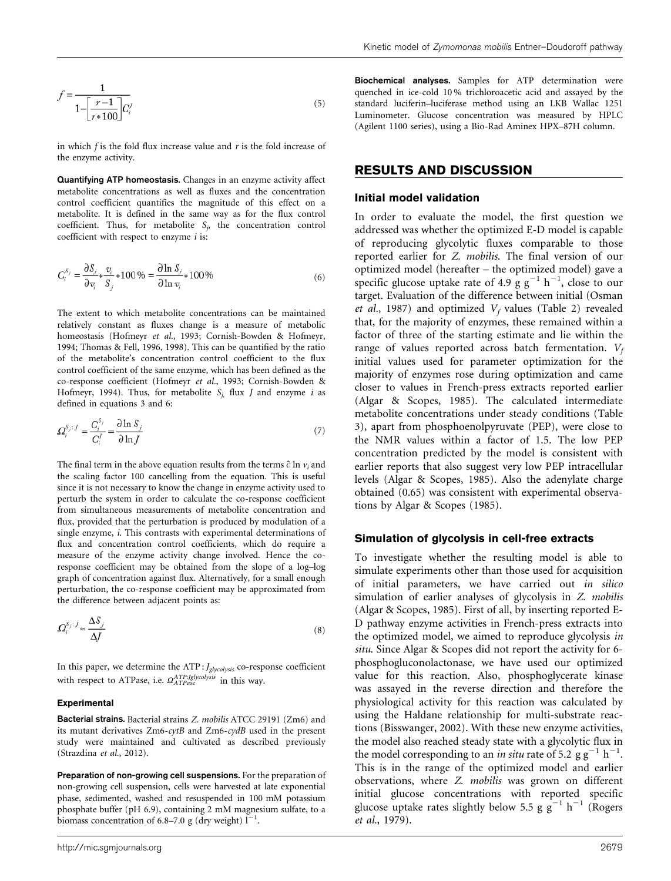$$f = \frac{1}{1 - \left[\frac{r-1}{r * 100}\right] C_i^J} \tag{5}$$

in which $f$ is the fold flux increase value and $r$ is the fold increase of the enzyme activity.

**Quantifying ATP homeostasis.** Changes in an enzyme activity affect metabolite concentrations as well as fluxes and the concentration control coefficient quantifies the magnitude of this effect on a metabolite. It is defined in the same way as for the flux control coefficient. Thus, for metabolite $S_j$, the concentration control coefficient with respect to enzyme $i$ is:

$$C_i^{S_j} = \frac{\partial S_j}{\partial v_i} * \frac{v_i}{S_j} * 100\,\% = \frac{\partial \ln S_j}{\partial \ln v_i} * 100\% \tag{6}$$

The extent to which metabolite concentrations can be maintained relatively constant as fluxes change is a measure of metabolic homeostasis (Hofmeyr *et al.*, 1993; Cornish-Bowden & Hofmeyr, 1994; Thomas & Fell, 1996, 1998). This can be quantified by the ratio of the metabolite's concentration control coefficient to the flux control coefficient of the same enzyme, which has been defined as the co-response coefficient (Hofmeyr *et al.*, 1993; Cornish-Bowden & Hofmeyr, 1994). Thus, for metabolite $S_j$, flux $J$ and enzyme $i$ as defined in equations 3 and 6:

$$\Omega_i^{S_j:J} = \frac{C_i^{S_j}}{C_i^J} = \frac{\partial \ln S_j}{\partial \ln J} \tag{7}$$

The final term in the above equation results from the terms $\partial \ln v_i$ and the scaling factor 100 cancelling from the equation. This is useful since it is not necessary to know the change in enzyme activity used to perturb the system in order to calculate the co-response coefficient from simultaneous measurements of metabolite concentration and flux, provided that the perturbation is produced by modulation of a single enzyme, $i$. This contrasts with experimental determinations of flux and concentration control coefficients, which do require a measure of the enzyme activity change involved. Hence the co-response coefficient may be obtained from the slope of a log–log graph of concentration against flux. Alternatively, for a small enough perturbation, the co-response coefficient may be approximated from the difference between adjacent points as:

$$\Omega_i^{S_j:J} \approx \frac{\Delta S_j}{\Delta J} \tag{8}$$

In this paper, we determine the ATP : $J_{glycolysis}$ co-response coefficient with respect to ATPase, i.e. $\Omega_{ATPase}^{ATP:Jglycolysis}$ in this way.

### Experimental

**Bacterial strains.** Bacterial strains *Z. mobilis* ATCC 29191 (Zm6) and its mutant derivatives Zm6-*cytB* and Zm6-*cydB* used in the present study were maintained and cultivated as described previously (Strazdina *et al.*, 2012).

**Preparation of non-growing cell suspensions.** For the preparation of non-growing cell suspension, cells were harvested at late exponential phase, sedimented, washed and resuspended in 100 mM potassium phosphate buffer (pH 6.9), containing 2 mM magnesium sulfate, to a biomass concentration of 6.8–7.0 g (dry weight) $l^{-1}$.

**Biochemical analyses.** Samples for ATP determination were quenched in ice-cold 10 % trichloroacetic acid and assayed by the standard luciferin–luciferase method using an LKB Wallac 1251 Luminometer. Glucose concentration was measured by HPLC (Agilent 1100 series), using a Bio-Rad Aminex HPX–87H column.

## RESULTS AND DISCUSSION

### Initial model validation

In order to evaluate the model, the first question we addressed was whether the optimized E-D model is capable of reproducing glycolytic fluxes comparable to those reported earlier for *Z. mobilis*. The final version of our optimized model (hereafter – the optimized model) gave a specific glucose uptake rate of 4.9 g $g^{-1}$ $h^{-1}$, close to our target. Evaluation of the difference between initial (Osman *et al.*, 1987) and optimized $V_f$ values (Table 2) revealed that, for the majority of enzymes, these remained within a factor of three of the starting estimate and lie within the range of values reported across batch fermentation. $V_f$ initial values used for parameter optimization for the majority of enzymes rose during optimization and came closer to values in French-press extracts reported earlier (Algar & Scopes, 1985). The calculated intermediate metabolite concentrations under steady conditions (Table 3), apart from phosphoenolpyruvate (PEP), were close to the NMR values within a factor of 1.5. The low PEP concentration predicted by the model is consistent with earlier reports that also suggest very low PEP intracellular levels (Algar & Scopes, 1985). Also the adenylate charge obtained (0.65) was consistent with experimental observations by Algar & Scopes (1985).

### Simulation of glycolysis in cell-free extracts

To investigate whether the resulting model is able to simulate experiments other than those used for acquisition of initial parameters, we have carried out *in silico* simulation of earlier analyses of glycolysis in *Z. mobilis* (Algar & Scopes, 1985). First of all, by inserting reported E-D pathway enzyme activities in French-press extracts into the optimized model, we aimed to reproduce glycolysis *in situ*. Since Algar & Scopes did not report the activity for 6-phosphogluconolactonase, we have used our optimized value for this reaction. Also, phosphoglycerate kinase was assayed in the reverse direction and therefore the physiological activity for this reaction was calculated by using the Haldane relationship for multi-substrate reactions (Bisswanger, 2002). With these new enzyme activities, the model also reached steady state with a glycolytic flux in the model corresponding to an *in situ* rate of 5.2 g $g^{-1}$ $h^{-1}$. This is in the range of the optimized model and earlier observations, where *Z. mobilis* was grown on different initial glucose concentrations with reported specific glucose uptake rates slightly below 5.5 g $g^{-1}$ $h^{-1}$ (Rogers *et al.*, 1979).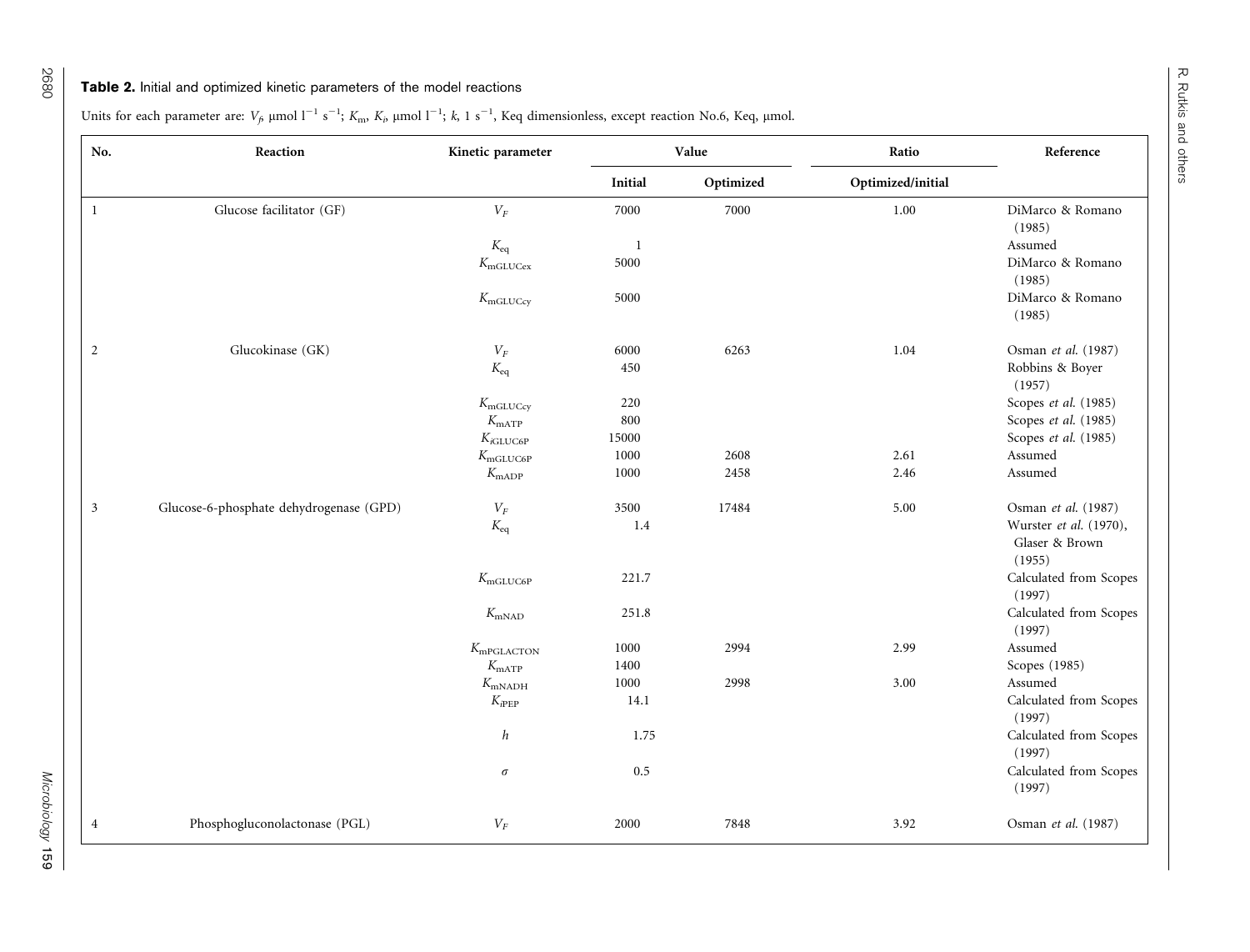**Table 2.** Initial and optimized kinetic parameters of the model reactions

Units for each parameter are: $V_f$, μmol $l^{-1}$ $s^{-1}$; $K_m$, $K_i$, μmol $l^{-1}$; $k$, 1 $s^{-1}$, Keq dimensionless, except reaction No.6, Keq, μmol.

| No. | Reaction | Kinetic parameter | Value | | Ratio | Reference |
|---|---|---|---|---|---|---|
| | | | Initial | Optimized | Optimized/initial | |
| 1 | Glucose facilitator (GF) | $V_F$ | 7000 | 7000 | 1.00 | DiMarco & Romano (1985) |
| | | $K_{eq}$ | 1 | | | Assumed |
| | | $K_{mGLUCex}$ | 5000 | | | DiMarco & Romano (1985) |
| | | $K_{mGLUCcy}$ | 5000 | | | DiMarco & Romano (1985) |
| 2 | Glucokinase (GK) | $V_F$ | 6000 | 6263 | 1.04 | Osman *et al.* (1987) |
| | | $K_{eq}$ | 450 | | | Robbins & Boyer (1957) |
| | | $K_{mGLUCcy}$ | 220 | | | Scopes *et al.* (1985) |
| | | $K_{mATP}$ | 800 | | | Scopes *et al.* (1985) |
| | | $K_{iGLUC6P}$ | 15000 | | | Scopes *et al.* (1985) |
| | | $K_{mGLUC6P}$ | 1000 | 2608 | 2.61 | Assumed |
| | | $K_{mADP}$ | 1000 | 2458 | 2.46 | Assumed |
| 3 | Glucose-6-phosphate dehydrogenase (GPD) | $V_F$ | 3500 | 17484 | 5.00 | Osman *et al.* (1987) |
| | | $K_{eq}$ | 1.4 | | | Wurster *et al.* (1970), Glaser & Brown (1955) |
| | | $K_{mGLUC6P}$ | 221.7 | | | Calculated from Scopes (1997) |
| | | $K_{mNAD}$ | 251.8 | | | Calculated from Scopes (1997) |
| | | $K_{mPGLACTON}$ | 1000 | 2994 | 2.99 | Assumed |
| | | $K_{mATP}$ | 1400 | | | Scopes (1985) |
| | | $K_{mNADH}$ | 1000 | 2998 | 3.00 | Assumed |
| | | $K_{iPEP}$ | 14.1 | | | Calculated from Scopes (1997) |
| | | $h$ | 1.75 | | | Calculated from Scopes (1997) |
| | | $\sigma$ | 0.5 | | | Calculated from Scopes (1997) |
| 4 | Phosphogluconolactonase (PGL) | $V_F$ | 2000 | 7848 | 3.92 | Osman *et al.* (1987) |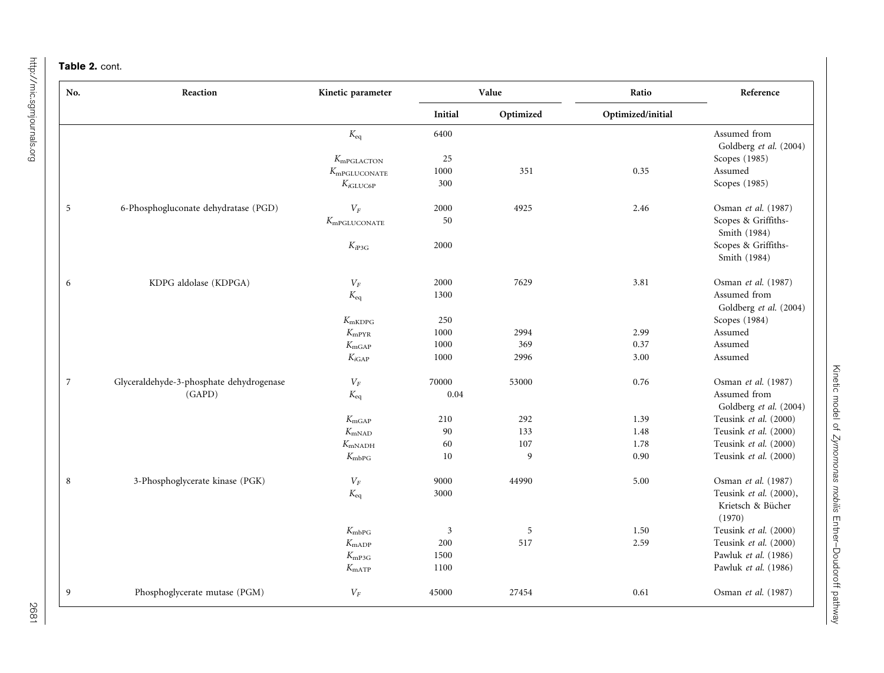**Table 2.** cont.

| No. | Reaction | Kinetic parameter | Value | | Ratio | Reference |
|---|---|---|---|---|---|---|
| | | | Initial | Optimized | Optimized/initial | |
| | | $K_{eq}$ | 6400 | | | Assumed from Goldberg *et al.* (2004) |
| | | $K_{mPGLACTON}$ | 25 | | | Scopes (1985) |
| | | $K_{mPGLUCONATE}$ | 1000 | 351 | 0.35 | Assumed |
| | | $K_{iGLUC6P}$ | 300 | | | Scopes (1985) |
| 5 | 6-Phosphogluconate dehydratase (PGD) | $V_F$ | 2000 | 4925 | 2.46 | Osman *et al.* (1987) |
| | | $K_{mPGLUCONATE}$ | 50 | | | Scopes & Griffiths-Smith (1984) |
| | | $K_{iP3G}$ | 2000 | | | Scopes & Griffiths-Smith (1984) |
| 6 | KDPG aldolase (KDPGA) | $V_F$ | 2000 | 7629 | 3.81 | Osman *et al.* (1987) |
| | | $K_{eq}$ | 1300 | | | Assumed from Goldberg *et al.* (2004) |
| | | $K_{mKDPG}$ | 250 | | | Scopes (1984) |
| | | $K_{mPYR}$ | 1000 | 2994 | 2.99 | Assumed |
| | | $K_{mGAP}$ | 1000 | 369 | 0.37 | Assumed |
| | | $K_{iGAP}$ | 1000 | 2996 | 3.00 | Assumed |
| 7 | Glyceraldehyde-3-phosphate dehydrogenase (GAPD) | $V_F$ | 70000 | 53000 | 0.76 | Osman *et al.* (1987) |
| | | $K_{eq}$ | 0.04 | | | Assumed from Goldberg *et al.* (2004) |
| | | $K_{mGAP}$ | 210 | 292 | 1.39 | Teusink *et al.* (2000) |
| | | $K_{mNAD}$ | 90 | 133 | 1.48 | Teusink *et al.* (2000) |
| | | $K_{mNADH}$ | 60 | 107 | 1.78 | Teusink *et al.* (2000) |
| | | $K_{mbPG}$ | 10 | 9 | 0.90 | Teusink *et al.* (2000) |
| 8 | 3-Phosphoglycerate kinase (PGK) | $V_F$ | 9000 | 44990 | 5.00 | Osman *et al.* (1987) |
| | | $K_{eq}$ | 3000 | | | Teusink *et al.* (2000), Krietsch & Bücher (1970) |
| | | $K_{mbPG}$ | 3 | 5 | 1.50 | Teusink *et al.* (2000) |
| | | $K_{mADP}$ | 200 | 517 | 2.59 | Teusink *et al.* (2000) |
| | | $K_{mP3G}$ | 1500 | | | Pawluk *et al.* (1986) |
| | | $K_{mATP}$ | 1100 | | | Pawluk *et al.* (1986) |
| 9 | Phosphoglycerate mutase (PGM) | $V_F$ | 45000 | 27454 | 0.61 | Osman *et al.* (1987) |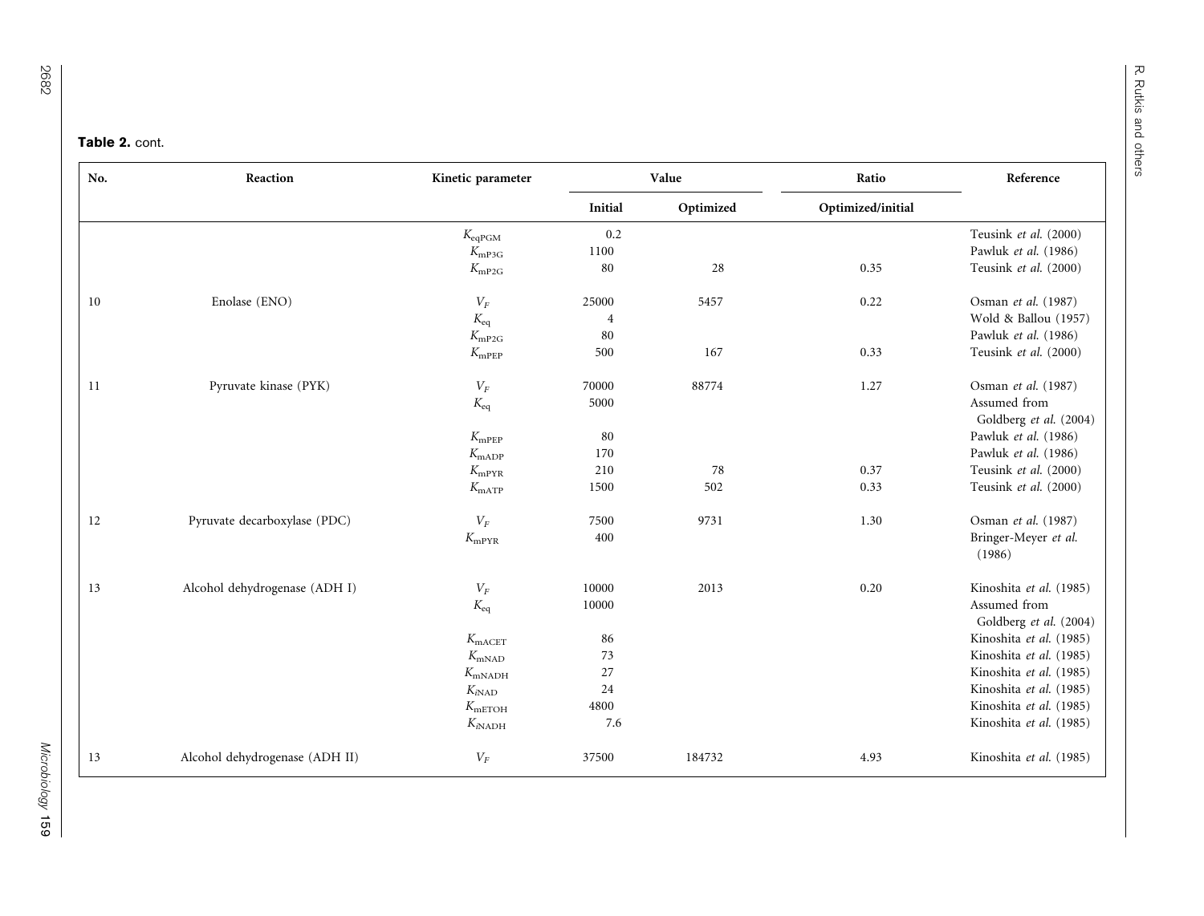**Table 2.** cont.

| No. | Reaction | Kinetic parameter | Value | | Ratio | Reference |
|---|---|---|---|---|---|---|
| | | | Initial | Optimized | Optimized/initial | |
| | | $K_{eqPGM}$ | 0.2 | | | Teusink *et al.* (2000) |
| | | $K_{mP3G}$ | 1100 | | | Pawluk *et al.* (1986) |
| | | $K_{mP2G}$ | 80 | 28 | 0.35 | Teusink *et al.* (2000) |
| 10 | Enolase (ENO) | $V_F$ | 25000 | 5457 | 0.22 | Osman *et al.* (1987) |
| | | $K_{eq}$ | 4 | | | Wold & Ballou (1957) |
| | | $K_{mP2G}$ | 80 | | | Pawluk *et al.* (1986) |
| | | $K_{mPEP}$ | 500 | 167 | 0.33 | Teusink *et al.* (2000) |
| 11 | Pyruvate kinase (PYK) | $V_F$ | 70000 | 88774 | 1.27 | Osman *et al.* (1987) |
| | | $K_{eq}$ | 5000 | | | Assumed from Goldberg *et al.* (2004) |
| | | $K_{mPEP}$ | 80 | | | Pawluk *et al.* (1986) |
| | | $K_{mADP}$ | 170 | | | Pawluk *et al.* (1986) |
| | | $K_{mPYR}$ | 210 | 78 | 0.37 | Teusink *et al.* (2000) |
| | | $K_{mATP}$ | 1500 | 502 | 0.33 | Teusink *et al.* (2000) |
| 12 | Pyruvate decarboxylase (PDC) | $V_F$ | 7500 | 9731 | 1.30 | Osman *et al.* (1987) |
| | | $K_{mPYR}$ | 400 | | | Bringer-Meyer *et al.* (1986) |
| 13 | Alcohol dehydrogenase (ADH I) | $V_F$ | 10000 | 2013 | 0.20 | Kinoshita *et al.* (1985) |
| | | $K_{eq}$ | 10000 | | | Assumed from Goldberg *et al.* (2004) |
| | | $K_{mACET}$ | 86 | | | Kinoshita *et al.* (1985) |
| | | $K_{mNAD}$ | 73 | | | Kinoshita *et al.* (1985) |
| | | $K_{mNADH}$ | 27 | | | Kinoshita *et al.* (1985) |
| | | $K_{iNAD}$ | 24 | | | Kinoshita *et al.* (1985) |
| | | $K_{mETOH}$ | 4800 | | | Kinoshita *et al.* (1985) |
| | | $K_{iNADH}$ | 7.6 | | | Kinoshita *et al.* (1985) |
| 13 | Alcohol dehydrogenase (ADH II) | $V_F$ | 37500 | 184732 | 4.93 | Kinoshita *et al.* (1985) |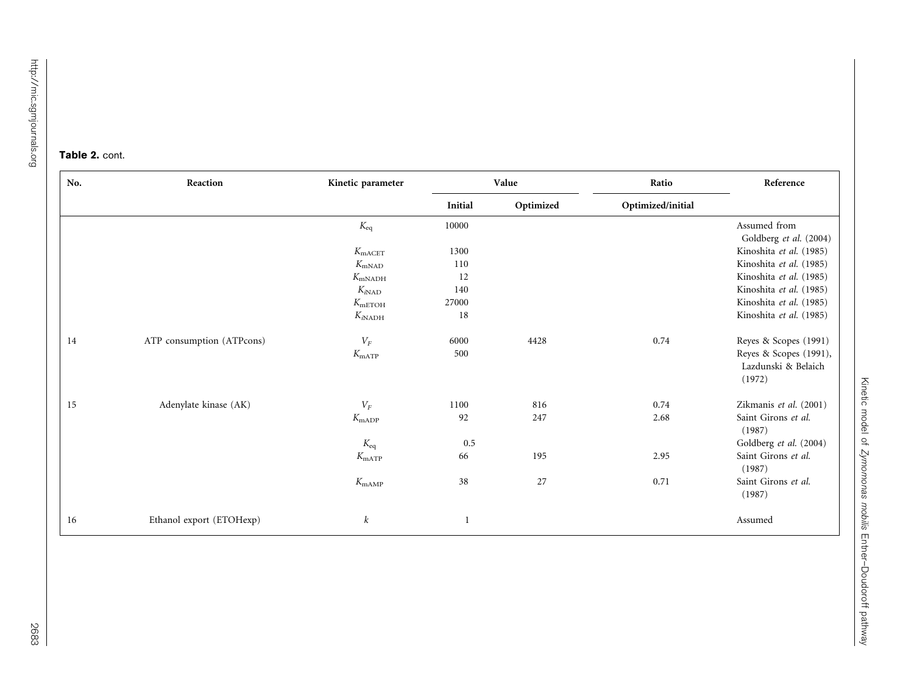**Table 2.** cont.

| No. | Reaction | Kinetic parameter | Value | | Ratio | Reference |
|---|---|---|---|---|---|---|
| | | | Initial | Optimized | Optimized/initial | |
| | | $K_{eq}$ | 10000 | | | Assumed from Goldberg *et al.* (2004) |
| | | $K_{mACET}$ | 1300 | | | Kinoshita *et al.* (1985) |
| | | $K_{mNAD}$ | 110 | | | Kinoshita *et al.* (1985) |
| | | $K_{mNADH}$ | 12 | | | Kinoshita *et al.* (1985) |
| | | $K_{iNAD}$ | 140 | | | Kinoshita *et al.* (1985) |
| | | $K_{mETOH}$ | 27000 | | | Kinoshita *et al.* (1985) |
| | | $K_{iNADH}$ | 18 | | | Kinoshita *et al.* (1985) |
| 14 | ATP consumption (ATPcons) | $V_F$ | 6000 | 4428 | 0.74 | Reyes & Scopes (1991) |
| | | $K_{mATP}$ | 500 | | | Reyes & Scopes (1991), Lazdunski & Belaich (1972) |
| 15 | Adenylate kinase (AK) | $V_F$ | 1100 | 816 | 0.74 | Zikmanis *et al.* (2001) |
| | | $K_{mADP}$ | 92 | 247 | 2.68 | Saint Girons *et al.* (1987) |
| | | $K_{eq}$ | 0.5 | | | Goldberg *et al.* (2004) |
| | | $K_{mATP}$ | 66 | 195 | 2.95 | Saint Girons *et al.* (1987) |
| | | $K_{mAMP}$ | 38 | 27 | 0.71 | Saint Girons *et al.* (1987) |
| 16 | Ethanol export (ETOHexp) | $k$ | 1 | | | Assumed |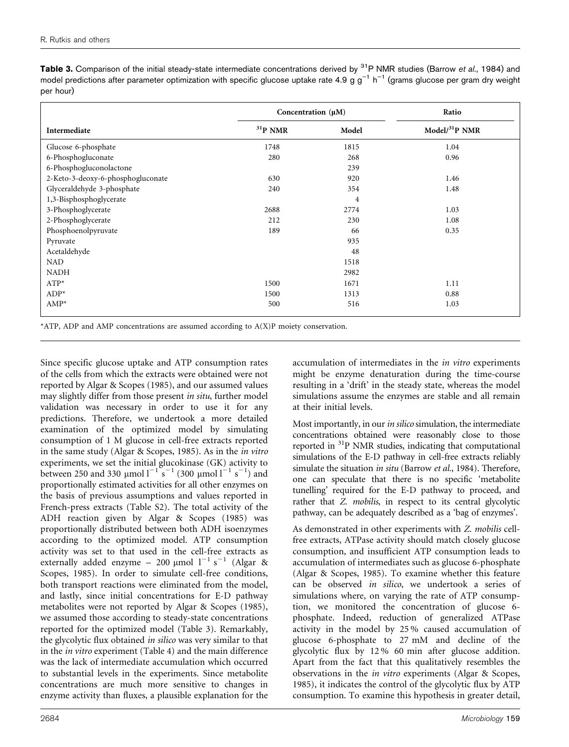**Table 3.** Comparison of the initial steady-state intermediate concentrations derived by $^{31}$P NMR studies (Barrow *et al.*, 1984) and model predictions after parameter optimization with specific glucose uptake rate 4.9 g $g^{-1}$ $h^{-1}$ (grams glucose per gram dry weight per hour)

| Intermediate | Concentration (μM) | | Ratio |
|---|---|---|---|
| | $^{31}$P NMR | Model | Model/$^{31}$P NMR |
| Glucose 6-phosphate | 1748 | 1815 | 1.04 |
| 6-Phosphogluconate | 280 | 268 | 0.96 |
| 6-Phosphogluconolactone | | 239 | |
| 2-Keto-3-deoxy-6-phosphogluconate | 630 | 920 | 1.46 |
| Glyceraldehyde 3-phosphate | 240 | 354 | 1.48 |
| 1,3-Bisphosphoglycerate | | 4 | |
| 3-Phosphoglycerate | 2688 | 2774 | 1.03 |
| 2-Phosphoglycerate | 212 | 230 | 1.08 |
| Phosphoenolpyruvate | 189 | 66 | 0.35 |
| Pyruvate | | 935 | |
| Acetaldehyde | | 48 | |
| NAD | | 1518 | |
| NADH | | 2982 | |
| ATP* | 1500 | 1671 | 1.11 |
| ADP* | 1500 | 1313 | 0.88 |
| AMP* | 500 | 516 | 1.03 |

*ATP, ADP and AMP concentrations are assumed according to A(X)P moiety conservation.

Since specific glucose uptake and ATP consumption rates of the cells from which the extracts were obtained were not reported by Algar & Scopes (1985), and our assumed values may slightly differ from those present *in situ*, further model validation was necessary in order to use it for any predictions. Therefore, we undertook a more detailed examination of the optimized model by simulating consumption of 1 M glucose in cell-free extracts reported in the same study (Algar & Scopes, 1985). As in the *in vitro* experiments, we set the initial glucokinase (GK) activity to between 250 and 330 μmol $l^{-1}$ $s^{-1}$ (300 μmol $l^{-1}$ $s^{-1}$) and proportionally estimated activities for all other enzymes on the basis of previous assumptions and values reported in French-press extracts (Table S2). The total activity of the ADH reaction given by Algar & Scopes (1985) was proportionally distributed between both ADH isoenzymes according to the optimized model. ATP consumption activity was set to that used in the cell-free extracts as externally added enzyme – 200 μmol $l^{-1}$ $s^{-1}$ (Algar & Scopes, 1985). In order to simulate cell-free conditions, both transport reactions were eliminated from the model, and lastly, since initial concentrations for E-D pathway metabolites were not reported by Algar & Scopes (1985), we assumed those according to steady-state concentrations reported for the optimized model (Table 3). Remarkably, the glycolytic flux obtained *in silico* was very similar to that in the *in vitro* experiment (Table 4) and the main difference was the lack of intermediate accumulation which occurred to substantial levels in the experiments. Since metabolite concentrations are much more sensitive to changes in enzyme activity than fluxes, a plausible explanation for the accumulation of intermediates in the *in vitro* experiments might be enzyme denaturation during the time-course resulting in a 'drift' in the steady state, whereas the model simulations assume the enzymes are stable and all remain at their initial levels.

Most importantly, in our *in silico* simulation, the intermediate concentrations obtained were reasonably close to those reported in $^{31}$P NMR studies, indicating that computational simulations of the E-D pathway in cell-free extracts reliably simulate the situation *in situ* (Barrow *et al.*, 1984). Therefore, one can speculate that there is no specific 'metabolite tunelling' required for the E-D pathway to proceed, and rather that *Z. mobilis*, in respect to its central glycolytic pathway, can be adequately described as a 'bag of enzymes'.

As demonstrated in other experiments with *Z. mobilis* cell-free extracts, ATPase activity should match closely glucose consumption, and insufficient ATP consumption leads to accumulation of intermediates such as glucose 6-phosphate (Algar & Scopes, 1985). To examine whether this feature can be observed *in silico*, we undertook a series of simulations where, on varying the rate of ATP consumption, we monitored the concentration of glucose 6-phosphate. Indeed, reduction of generalized ATPase activity in the model by 25 % caused accumulation of glucose 6-phosphate to 27 mM and decline of the glycolytic flux by 12 % 60 min after glucose addition. Apart from the fact that this qualitatively resembles the observations in the *in vitro* experiments (Algar & Scopes, 1985), it indicates the control of the glycolytic flux by ATP consumption. To examine this hypothesis in greater detail,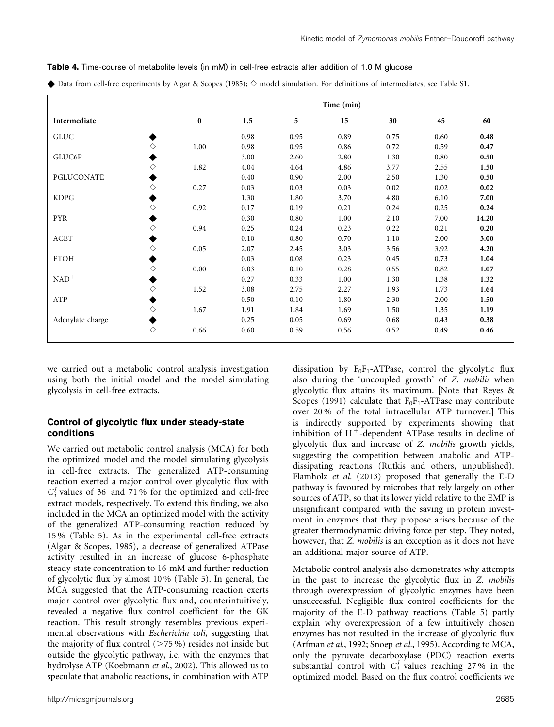**Table 4.** Time-course of metabolite levels (in mM) in cell-free extracts after addition of 1.0 M glucose

◆ Data from cell-free experiments by Algar & Scopes (1985); ◇ model simulation. For definitions of intermediates, see Table S1.

| Intermediate | | Time (min) | | | | | | |
|---|---|---|---|---|---|---|---|---|
| | | 0 | 1.5 | 5 | 15 | 30 | 45 | 60 |
| GLUC | ◆ | | 0.98 | 0.95 | 0.89 | 0.75 | 0.60 | **0.48** |
| | ◇ | 1.00 | 0.98 | 0.95 | 0.86 | 0.72 | 0.59 | **0.47** |
| GLUC6P | ◆ | | 3.00 | 2.60 | 2.80 | 1.30 | 0.80 | **0.50** |
| | ◇ | 1.82 | 4.04 | 4.64 | 4.86 | 3.77 | 2.55 | **1.50** |
| PGLUCONATE | ◆ | | 0.40 | 0.90 | 2.00 | 2.50 | 1.30 | **0.50** |
| | ◇ | 0.27 | 0.03 | 0.03 | 0.03 | 0.02 | 0.02 | **0.02** |
| KDPG | ◆ | | 1.30 | 1.80 | 3.70 | 4.80 | 6.10 | **7.00** |
| | ◇ | 0.92 | 0.17 | 0.19 | 0.21 | 0.24 | 0.25 | **0.24** |
| PYR | ◆ | | 0.30 | 0.80 | 1.00 | 2.10 | 7.00 | **14.20** |
| | ◇ | 0.94 | 0.25 | 0.24 | 0.23 | 0.22 | 0.21 | **0.20** |
| ACET | ◆ | | 0.10 | 0.80 | 0.70 | 1.10 | 2.00 | **3.00** |
| | ◇ | 0.05 | 2.07 | 2.45 | 3.03 | 3.56 | 3.92 | **4.20** |
| ETOH | ◆ | | 0.03 | 0.08 | 0.23 | 0.45 | 0.73 | **1.04** |
| | ◇ | 0.00 | 0.03 | 0.10 | 0.28 | 0.55 | 0.82 | **1.07** |
| $NAD^+$ | ◆ | | 0.27 | 0.33 | 1.00 | 1.30 | 1.38 | **1.32** |
| | ◇ | 1.52 | 3.08 | 2.75 | 2.27 | 1.93 | 1.73 | **1.64** |
| ATP | ◆ | | 0.50 | 0.10 | 1.80 | 2.30 | 2.00 | **1.50** |
| | ◇ | 1.67 | 1.91 | 1.84 | 1.69 | 1.50 | 1.35 | **1.19** |
| Adenylate charge | ◆ | | 0.25 | 0.05 | 0.69 | 0.68 | 0.43 | **0.38** |
| | ◇ | 0.66 | 0.60 | 0.59 | 0.56 | 0.52 | 0.49 | **0.46** |

we carried out a metabolic control analysis investigation using both the initial model and the model simulating glycolysis in cell-free extracts.

### Control of glycolytic flux under steady-state conditions

We carried out metabolic control analysis (MCA) for both the optimized model and the model simulating glycolysis in cell-free extracts. The generalized ATP-consuming reaction exerted a major control over glycolytic flux with $C_i^J$ values of 36 and 71 % for the optimized and cell-free extract models, respectively. To extend this finding, we also included in the MCA an optimized model with the activity of the generalized ATP-consuming reaction reduced by 15 % (Table 5). As in the experimental cell-free extracts (Algar & Scopes, 1985), a decrease of generalized ATPase activity resulted in an increase of glucose 6-phosphate steady-state concentration to 16 mM and further reduction of glycolytic flux by almost 10 % (Table 5). In general, the MCA suggested that the ATP-consuming reaction exerts major control over glycolytic flux and, counterintuitively, revealed a negative flux control coefficient for the GK reaction. This result strongly resembles previous experimental observations with *Escherichia coli*, suggesting that the majority of flux control (>75 %) resides not inside but outside the glycolytic pathway, i.e. with the enzymes that hydrolyse ATP (Koebmann *et al.*, 2002). This allowed us to speculate that anabolic reactions, in combination with ATP dissipation by $F_0F_1$-ATPase, control the glycolytic flux also during the 'uncoupled growth' of *Z. mobilis* when glycolytic flux attains its maximum. [Note that Reyes & Scopes (1991) calculate that $F_0F_1$-ATPase may contribute over 20 % of the total intracellular ATP turnover.] This is indirectly supported by experiments showing that inhibition of $H^+$-dependent ATPase results in decline of glycolytic flux and increase of *Z. mobilis* growth yields, suggesting the competition between anabolic and ATP-dissipating reactions (Rutkis and others, unpublished). Flamholz *et al.* (2013) proposed that generally the E-D pathway is favoured by microbes that rely largely on other sources of ATP, so that its lower yield relative to the EMP is insignificant compared with the saving in protein investment in enzymes that they propose arises because of the greater thermodynamic driving force per step. They noted, however, that *Z. mobilis* is an exception as it does not have an additional major source of ATP.

Metabolic control analysis also demonstrates why attempts in the past to increase the glycolytic flux in *Z. mobilis* through overexpression of glycolytic enzymes have been unsuccessful. Negligible flux control coefficients for the majority of the E-D pathway reactions (Table 5) partly explain why overexpression of a few intuitively chosen enzymes has not resulted in the increase of glycolytic flux (Arfman *et al.*, 1992; Snoep *et al.*, 1995). According to MCA, only the pyruvate decarboxylase (PDC) reaction exerts substantial control with $C_i^J$ values reaching 27 % in the optimized model. Based on the flux control coefficients we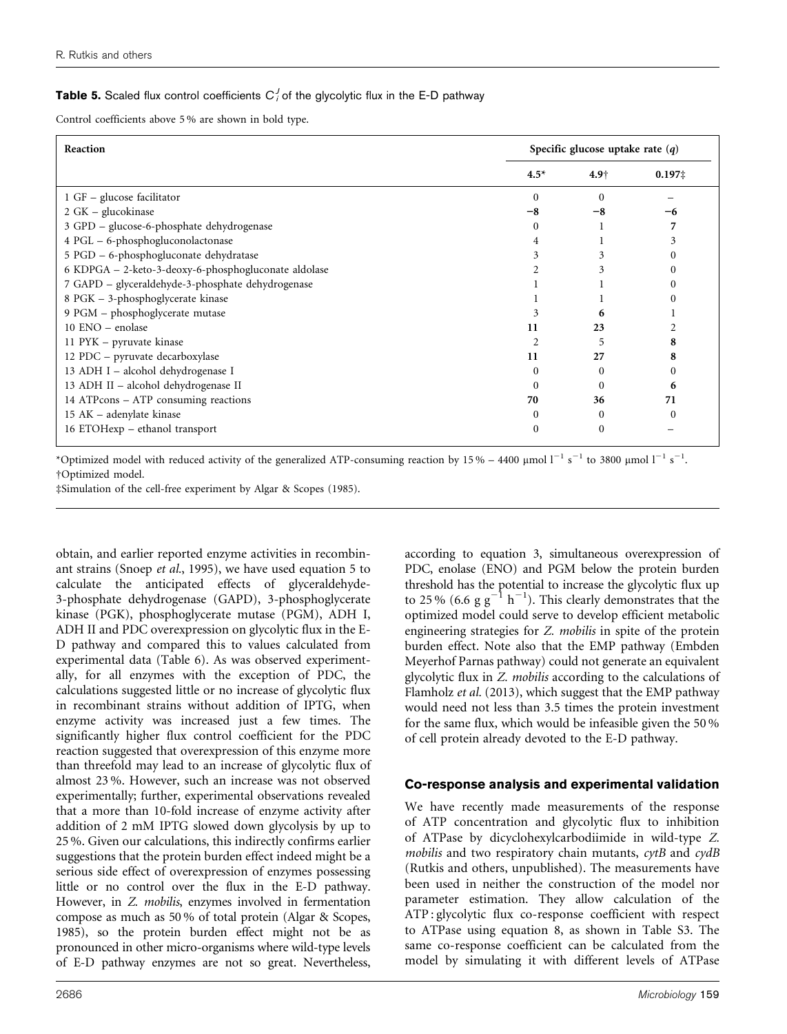**Table 5.** Scaled flux control coefficients $C_i^J$ of the glycolytic flux in the E-D pathway

Control coefficients above 5 % are shown in bold type.

| Reaction | Specific glucose uptake rate ($q$) | | |
|---|---|---|---|
| | 4.5* | 4.9† | 0.197‡ |
| 1 GF – glucose facilitator | 0 | 0 | – |
| 2 GK – glucokinase | **−8** | **−8** | **−6** |
| 3 GPD – glucose-6-phosphate dehydrogenase | 0 | 1 | **7** |
| 4 PGL – 6-phosphogluconolactonase | 4 | 1 | 3 |
| 5 PGD – 6-phosphogluconate dehydratase | 3 | 3 | 0 |
| 6 KDPGA – 2-keto-3-deoxy-6-phosphogluconate aldolase | 2 | 3 | 0 |
| 7 GAPD – glyceraldehyde-3-phosphate dehydrogenase | 1 | 1 | 0 |
| 8 PGK – 3-phosphoglycerate kinase | 1 | 1 | 0 |
| 9 PGM – phosphoglycerate mutase | 3 | **6** | 1 |
| 10 ENO – enolase | **11** | **23** | 2 |
| 11 PYK – pyruvate kinase | 2 | 5 | **8** |
| 12 PDC – pyruvate decarboxylase | **11** | **27** | **8** |
| 13 ADH I – alcohol dehydrogenase I | 0 | 0 | 0 |
| 13 ADH II – alcohol dehydrogenase II | 0 | 0 | **6** |
| 14 ATPcons – ATP consuming reactions | **70** | **36** | **71** |
| 15 AK – adenylate kinase | 0 | 0 | 0 |
| 16 ETOHexp – ethanol transport | 0 | 0 | – |

*Optimized model with reduced activity of the generalized ATP-consuming reaction by 15 % – 4400 μmol $l^{-1}$ $s^{-1}$ to 3800 μmol $l^{-1}$ $s^{-1}$.
†Optimized model.
‡Simulation of the cell-free experiment by Algar & Scopes (1985).

obtain, and earlier reported enzyme activities in recombinant strains (Snoep *et al.*, 1995), we have used equation 5 to calculate the anticipated effects of glyceraldehyde-3-phosphate dehydrogenase (GAPD), 3-phosphoglycerate kinase (PGK), phosphoglycerate mutase (PGM), ADH I, ADH II and PDC overexpression on glycolytic flux in the E-D pathway and compared this to values calculated from experimental data (Table 6). As was observed experimentally, for all enzymes with the exception of PDC, the calculations suggested little or no increase of glycolytic flux in recombinant strains without addition of IPTG, when enzyme activity was increased just a few times. The significantly higher flux control coefficient for the PDC reaction suggested that overexpression of this enzyme more than threefold may lead to an increase of glycolytic flux of almost 23 %. However, such an increase was not observed experimentally; further, experimental observations revealed that a more than 10-fold increase of enzyme activity after addition of 2 mM IPTG slowed down glycolysis by up to 25 %. Given our calculations, this indirectly confirms earlier suggestions that the protein burden effect indeed might be a serious side effect of overexpression of enzymes possessing little or no control over the flux in the E-D pathway. However, in *Z. mobilis*, enzymes involved in fermentation compose as much as 50 % of total protein (Algar & Scopes, 1985), so the protein burden effect might not be as pronounced in other micro-organisms where wild-type levels of E-D pathway enzymes are not so great. Nevertheless, according to equation 3, simultaneous overexpression of PDC, enolase (ENO) and PGM below the protein burden threshold has the potential to increase the glycolytic flux up to 25 % (6.6 g $g^{-1}$ $h^{-1}$). This clearly demonstrates that the optimized model could serve to develop efficient metabolic engineering strategies for *Z. mobilis* in spite of the protein burden effect. Note also that the EMP pathway (Embden Meyerhof Parnas pathway) could not generate an equivalent glycolytic flux in *Z. mobilis* according to the calculations of Flamholz *et al.* (2013), which suggest that the EMP pathway would need not less than 3.5 times the protein investment for the same flux, which would be infeasible given the 50 % of cell protein already devoted to the E-D pathway.

## Co-response analysis and experimental validation

We have recently made measurements of the response of ATP concentration and glycolytic flux to inhibition of ATPase by dicyclohexylcarbodiimide in wild-type *Z. mobilis* and two respiratory chain mutants, *cytB* and *cydB* (Rutkis and others, unpublished). The measurements have been used in neither the construction of the model nor parameter estimation. They allow calculation of the ATP : glycolytic flux co-response coefficient with respect to ATPase using equation 8, as shown in Table S3. The same co-response coefficient can be calculated from the model by simulating it with different levels of ATPase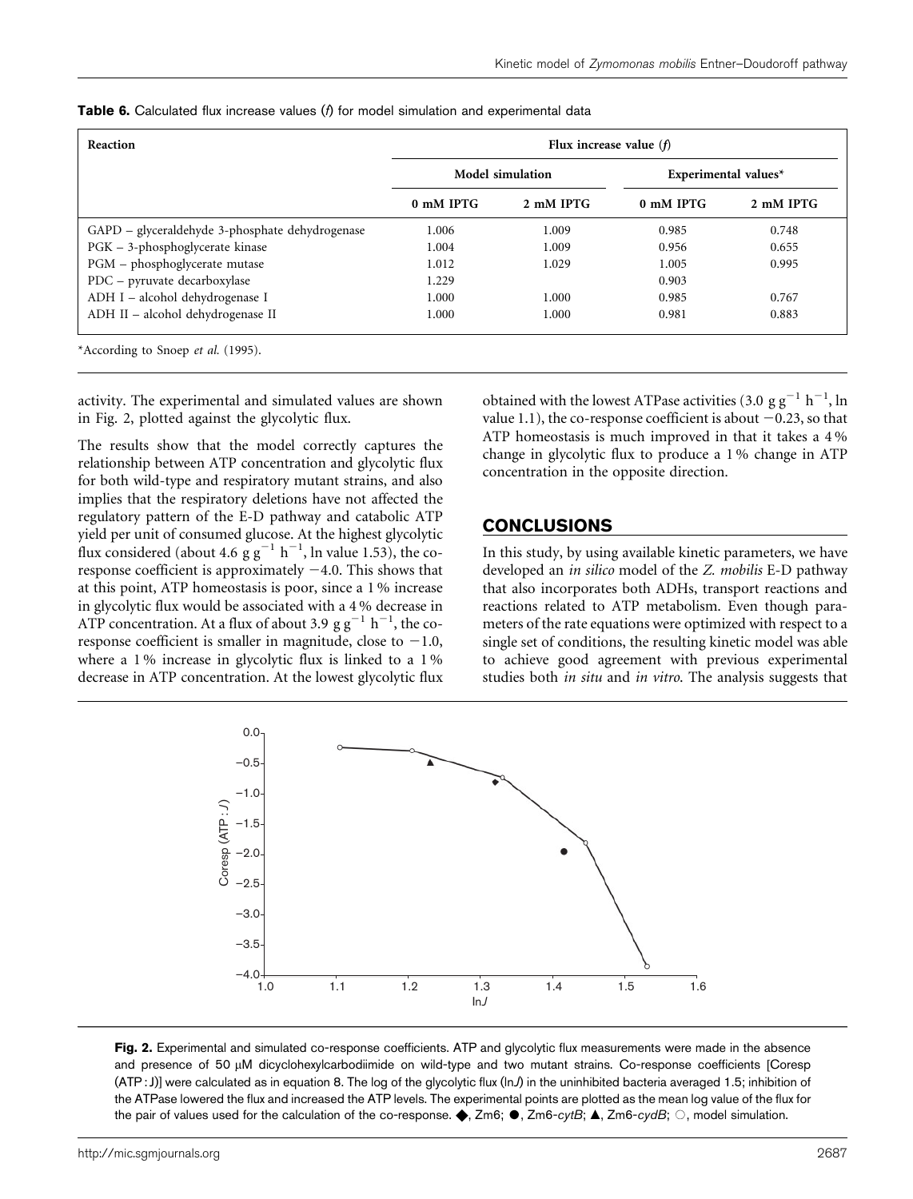**Table 6.** Calculated flux increase values (*f*) for model simulation and experimental data

| Reaction | Flux increase value (*f*) | | | |
|---|---|---|---|---|
| | Model simulation | | Experimental values* | |
| | 0 mM IPTG | 2 mM IPTG | 0 mM IPTG | 2 mM IPTG |
| GAPD – glyceraldehyde 3-phosphate dehydrogenase | 1.006 | 1.009 | 0.985 | 0.748 |
| PGK – 3-phosphoglycerate kinase | 1.004 | 1.009 | 0.956 | 0.655 |
| PGM – phosphoglycerate mutase | 1.012 | 1.029 | 1.005 | 0.995 |
| PDC – pyruvate decarboxylase | 1.229 | | 0.903 | |
| ADH I – alcohol dehydrogenase I | 1.000 | 1.000 | 0.985 | 0.767 |
| ADH II – alcohol dehydrogenase II | 1.000 | 1.000 | 0.981 | 0.883 |

*According to Snoep *et al.* (1995).

activity. The experimental and simulated values are shown in Fig. 2, plotted against the glycolytic flux.

The results show that the model correctly captures the relationship between ATP concentration and glycolytic flux for both wild-type and respiratory mutant strains, and also implies that the respiratory deletions have not affected the regulatory pattern of the E-D pathway and catabolic ATP yield per unit of consumed glucose. At the highest glycolytic flux considered (about 4.6 g $g^{-1}$ $h^{-1}$, ln value 1.53), the co-response coefficient is approximately −4.0. This shows that at this point, ATP homeostasis is poor, since a 1 % increase in glycolytic flux would be associated with a 4 % decrease in ATP concentration. At a flux of about 3.9 g $g^{-1}$ $h^{-1}$, the co-response coefficient is smaller in magnitude, close to −1.0, where a 1 % increase in glycolytic flux is linked to a 1 % decrease in ATP concentration. At the lowest glycolytic flux obtained with the lowest ATPase activities (3.0 g $g^{-1}$ $h^{-1}$, ln value 1.1), the co-response coefficient is about −0.23, so that ATP homeostasis is much improved in that it takes a 4 % change in glycolytic flux to produce a 1 % change in ATP concentration in the opposite direction.

## CONCLUSIONS

In this study, by using available kinetic parameters, we have developed an *in silico* model of the *Z. mobilis* E-D pathway that also incorporates both ADHs, transport reactions and reactions related to ATP metabolism. Even though parameters of the rate equations were optimized with respect to a single set of conditions, the resulting kinetic model was able to achieve good agreement with previous experimental studies both *in situ* and *in vitro*. The analysis suggests that

**Fig. 2.** Experimental and simulated co-response coefficients. ATP and glycolytic flux measurements were made in the absence and presence of 50 μM dicyclohexylcarbodiimide on wild-type and two mutant strains. Co-response coefficients [Coresp (ATP : J)] were calculated as in equation 8. The log of the glycolytic flux (ln*J*) in the uninhibited bacteria averaged 1.5; inhibition of the ATPase lowered the flux and increased the ATP levels. The experimental points are plotted as the mean log value of the flux for the pair of values used for the calculation of the co-response. ◆, Zm6; ●, Zm6-*cytB*; ▲, Zm6-*cydB*; ○, model simulation.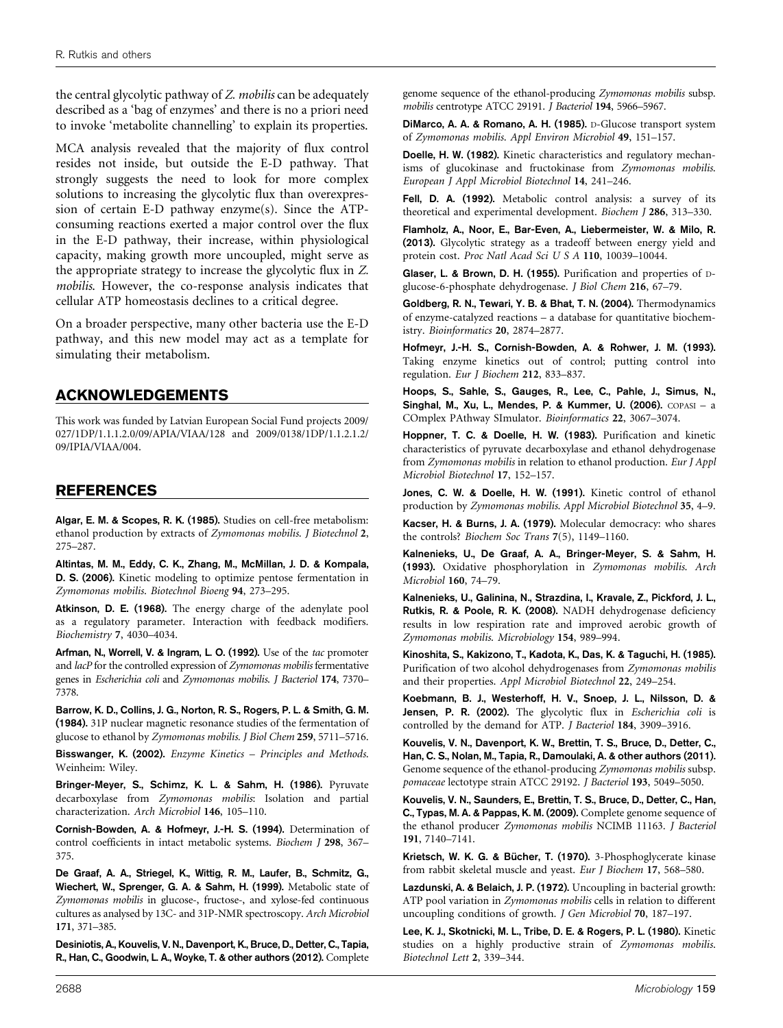the central glycolytic pathway of *Z. mobilis* can be adequately described as a 'bag of enzymes' and there is no a priori need to invoke 'metabolite channelling' to explain its properties.

MCA analysis revealed that the majority of flux control resides not inside, but outside the E-D pathway. That strongly suggests the need to look for more complex solutions to increasing the glycolytic flux than overexpression of certain E-D pathway enzyme(s). Since the ATP-consuming reactions exerted a major control over the flux in the E-D pathway, their increase, within physiological capacity, making growth more uncoupled, might serve as the appropriate strategy to increase the glycolytic flux in *Z. mobilis*. However, the co-response analysis indicates that cellular ATP homeostasis declines to a critical degree.

On a broader perspective, many other bacteria use the E-D pathway, and this new model may act as a template for simulating their metabolism.

## ACKNOWLEDGEMENTS

This work was funded by Latvian European Social Fund projects 2009/027/1DP/1.1.1.2.0/09/APIA/VIAA/128 and 2009/0138/1DP/1.1.2.1.2/09/IPIA/VIAA/004.

## REFERENCES

**Algar, E. M. & Scopes, R. K. (1985).** Studies on cell-free metabolism: ethanol production by extracts of *Zymomonas mobilis*. *J Biotechnol* **2**, 275–287.

**Altintas, M. M., Eddy, C. K., Zhang, M., McMillan, J. D. & Kompala, D. S. (2006).** Kinetic modeling to optimize pentose fermentation in *Zymomonas mobilis*. *Biotechnol Bioeng* **94**, 273–295.

**Atkinson, D. E. (1968).** The energy charge of the adenylate pool as a regulatory parameter. Interaction with feedback modifiers. *Biochemistry* **7**, 4030–4034.

**Arfman, N., Worrell, V. & Ingram, L. O. (1992).** Use of the *tac* promoter and *lacP* for the controlled expression of *Zymomonas mobilis* fermentative genes in *Escherichia coli* and *Zymomonas mobilis*. *J Bacteriol* **174**, 7370–7378.

**Barrow, K. D., Collins, J. G., Norton, R. S., Rogers, P. L. & Smith, G. M. (1984).** 31P nuclear magnetic resonance studies of the fermentation of glucose to ethanol by *Zymomonas mobilis*. *J Biol Chem* **259**, 5711–5716.

**Bisswanger, K. (2002).** *Enzyme Kinetics – Principles and Methods*. Weinheim: Wiley.

**Bringer-Meyer, S., Schimz, K. L. & Sahm, H. (1986).** Pyruvate decarboxylase from *Zymomonas mobilis*: Isolation and partial characterization. *Arch Microbiol* **146**, 105–110.

**Cornish-Bowden, A. & Hofmeyr, J.-H. S. (1994).** Determination of control coefficients in intact metabolic systems. *Biochem J* **298**, 367–375.

**De Graaf, A. A., Striegel, K., Wittig, R. M., Laufer, B., Schmitz, G., Wiechert, W., Sprenger, G. A. & Sahm, H. (1999).** Metabolic state of *Zymomonas mobilis* in glucose-, fructose-, and xylose-fed continuous cultures as analysed by 13C- and 31P-NMR spectroscopy. *Arch Microbiol* **171**, 371–385.

**Desiniotis, A., Kouvelis, V. N., Davenport, K., Bruce, D., Detter, C., Tapia, R., Han, C., Goodwin, L. A., Woyke, T. & other authors (2012).** Complete genome sequence of the ethanol-producing *Zymomonas mobilis* subsp. *mobilis* centrotype ATCC 29191. *J Bacteriol* **194**, 5966–5967.

**DiMarco, A. A. & Romano, A. H. (1985).** D-Glucose transport system of *Zymomonas mobilis*. *Appl Environ Microbiol* **49**, 151–157.

**Doelle, H. W. (1982).** Kinetic characteristics and regulatory mechanisms of glucokinase and fructokinase from *Zymomonas mobilis*. *European J Appl Microbiol Biotechnol* **14**, 241–246.

**Fell, D. A. (1992).** Metabolic control analysis: a survey of its theoretical and experimental development. *Biochem J* **286**, 313–330.

**Flamholz, A., Noor, E., Bar-Even, A., Liebermeister, W. & Milo, R. (2013).** Glycolytic strategy as a tradeoff between energy yield and protein cost. *Proc Natl Acad Sci U S A* **110**, 10039–10044.

**Glaser, L. & Brown, D. H. (1955).** Purification and properties of D-glucose-6-phosphate dehydrogenase. *J Biol Chem* **216**, 67–79.

**Goldberg, R. N., Tewari, Y. B. & Bhat, T. N. (2004).** Thermodynamics of enzyme-catalyzed reactions – a database for quantitative biochemistry. *Bioinformatics* **20**, 2874–2877.

**Hofmeyr, J.-H. S., Cornish-Bowden, A. & Rohwer, J. M. (1993).** Taking enzyme kinetics out of control; putting control into regulation. *Eur J Biochem* **212**, 833–837.

**Hoops, S., Sahle, S., Gauges, R., Lee, C., Pahle, J., Simus, N., Singhal, M., Xu, L., Mendes, P. & Kummer, U. (2006).** COPASI – a COmplex PAthway SImulator. *Bioinformatics* **22**, 3067–3074.

**Hoppner, T. C. & Doelle, H. W. (1983).** Purification and kinetic characteristics of pyruvate decarboxylase and ethanol dehydrogenase from *Zymomonas mobilis* in relation to ethanol production. *Eur J Appl Microbiol Biotechnol* **17**, 152–157.

**Jones, C. W. & Doelle, H. W. (1991).** Kinetic control of ethanol production by *Zymomonas mobilis*. *Appl Microbiol Biotechnol* **35**, 4–9.

**Kacser, H. & Burns, J. A. (1979).** Molecular democracy: who shares the controls? *Biochem Soc Trans* **7**(5), 1149–1160.

**Kalnenieks, U., De Graaf, A. A., Bringer-Meyer, S. & Sahm, H. (1993).** Oxidative phosphorylation in *Zymomonas mobilis*. *Arch Microbiol* **160**, 74–79.

**Kalnenieks, U., Galinina, N., Strazdina, I., Kravale, Z., Pickford, J. L., Rutkis, R. & Poole, R. K. (2008).** NADH dehydrogenase deficiency results in low respiration rate and improved aerobic growth of *Zymomonas mobilis*. *Microbiology* **154**, 989–994.

**Kinoshita, S., Kakizono, T., Kadota, K., Das, K. & Taguchi, H. (1985).** Purification of two alcohol dehydrogenases from *Zymomonas mobilis* and their properties. *Appl Microbiol Biotechnol* **22**, 249–254.

**Koebmann, B. J., Westerhoff, H. V., Snoep, J. L., Nilsson, D. & Jensen, P. R. (2002).** The glycolytic flux in *Escherichia coli* is controlled by the demand for ATP. *J Bacteriol* **184**, 3909–3916.

**Kouvelis, V. N., Davenport, K. W., Brettin, T. S., Bruce, D., Detter, C., Han, C. S., Nolan, M., Tapia, R., Damoulaki, A. & other authors (2011).** Genome sequence of the ethanol-producing *Zymomonas mobilis* subsp. *pomaceae* lectotype strain ATCC 29192. *J Bacteriol* **193**, 5049–5050.

**Kouvelis, V. N., Saunders, E., Brettin, T. S., Bruce, D., Detter, C., Han, C., Typas, M. A. & Pappas, K. M. (2009).** Complete genome sequence of the ethanol producer *Zymomonas mobilis* NCIMB 11163. *J Bacteriol* **191**, 7140–7141.

**Krietsch, W. K. G. & Bücher, T. (1970).** 3-Phosphoglycerate kinase from rabbit skeletal muscle and yeast. *Eur J Biochem* **17**, 568–580.

**Lazdunski, A. & Belaich, J. P. (1972).** Uncoupling in bacterial growth: ATP pool variation in *Zymomonas mobilis* cells in relation to different uncoupling conditions of growth. *J Gen Microbiol* **70**, 187–197.

**Lee, K. J., Skotnicki, M. L., Tribe, D. E. & Rogers, P. L. (1980).** Kinetic studies on a highly productive strain of *Zymomonas mobilis*. *Biotechnol Lett* **2**, 339–344.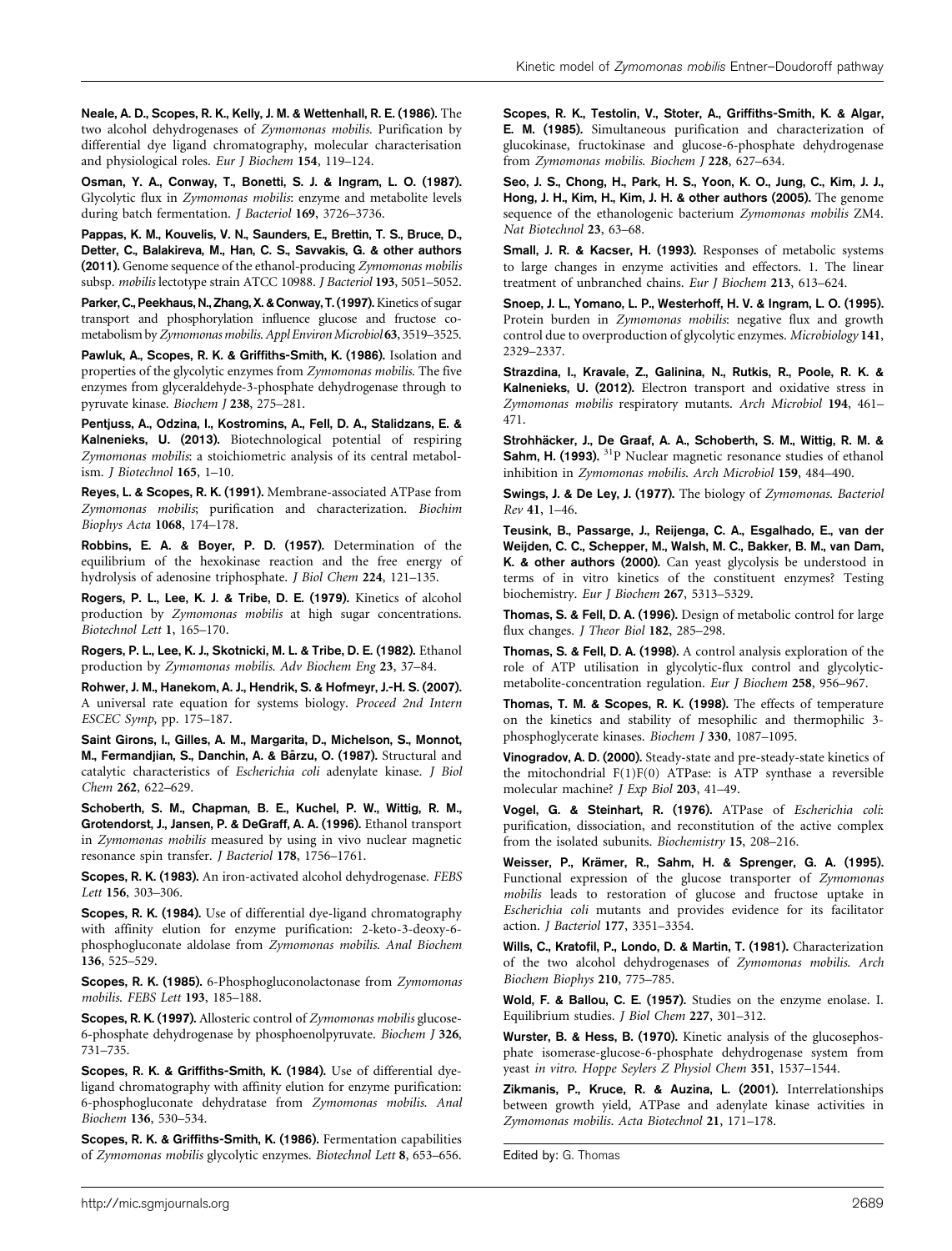**Neale, A. D., Scopes, R. K., Kelly, J. M. & Wettenhall, R. E. (1986).** The two alcohol dehydrogenases of *Zymomonas mobilis*. Purification by differential dye ligand chromatography, molecular characterisation and physiological roles. *Eur J Biochem* **154**, 119–124.

**Osman, Y. A., Conway, T., Bonetti, S. J. & Ingram, L. O. (1987).** Glycolytic flux in *Zymomonas mobilis*: enzyme and metabolite levels during batch fermentation. *J Bacteriol* **169**, 3726–3736.

**Pappas, K. M., Kouvelis, V. N., Saunders, E., Brettin, T. S., Bruce, D., Detter, C., Balakireva, M., Han, C. S., Savvakis, G. & other authors (2011).** Genome sequence of the ethanol-producing *Zymomonas mobilis* subsp. *mobilis* lectotype strain ATCC 10988. *J Bacteriol* **193**, 5051–5052.

**Parker, C., Peekhaus, N., Zhang, X. & Conway, T. (1997).** Kinetics of sugar transport and phosphorylation influence glucose and fructose cometabolism by *Zymomonas mobilis*. *Appl Environ Microbiol* **63**, 3519–3525.

**Pawluk, A., Scopes, R. K. & Griffiths-Smith, K. (1986).** Isolation and properties of the glycolytic enzymes from *Zymomonas mobilis*. The five enzymes from glyceraldehyde-3-phosphate dehydrogenase through to pyruvate kinase. *Biochem J* **238**, 275–281.

**Pentjuss, A., Odzina, I., Kostromins, A., Fell, D. A., Stalidzans, E. & Kalnenieks, U. (2013).** Biotechnological potential of respiring *Zymomonas mobilis*: a stoichiometric analysis of its central metabolism. *J Biotechnol* **165**, 1–10.

**Reyes, L. & Scopes, R. K. (1991).** Membrane-associated ATPase from *Zymomonas mobilis*; purification and characterization. *Biochim Biophys Acta* **1068**, 174–178.

**Robbins, E. A. & Boyer, P. D. (1957).** Determination of the equilibrium of the hexokinase reaction and the free energy of hydrolysis of adenosine triphosphate. *J Biol Chem* **224**, 121–135.

**Rogers, P. L., Lee, K. J. & Tribe, D. E. (1979).** Kinetics of alcohol production by *Zymomonas mobilis* at high sugar concentrations. *Biotechnol Lett* **1**, 165–170.

**Rogers, P. L., Lee, K. J., Skotnicki, M. L. & Tribe, D. E. (1982).** Ethanol production by *Zymomonas mobilis*. *Adv Biochem Eng* **23**, 37–84.

**Rohwer, J. M., Hanekom, A. J., Hendrik, S. & Hofmeyr, J.-H. S. (2007).** A universal rate equation for systems biology. *Proceed 2nd Intern ESCEC Symp*, pp. 175–187.

**Saint Girons, I., Gilles, A. M., Margarita, D., Michelson, S., Monnot, M., Fermandjian, S., Danchin, A. & Bârzu, O. (1987).** Structural and catalytic characteristics of *Escherichia coli* adenylate kinase. *J Biol Chem* **262**, 622–629.

**Schoberth, S. M., Chapman, B. E., Kuchel, P. W., Wittig, R. M., Grotendorst, J., Jansen, P. & DeGraff, A. A. (1996).** Ethanol transport in *Zymomonas mobilis* measured by using in vivo nuclear magnetic resonance spin transfer. *J Bacteriol* **178**, 1756–1761.

**Scopes, R. K. (1983).** An iron-activated alcohol dehydrogenase. *FEBS Lett* **156**, 303–306.

**Scopes, R. K. (1984).** Use of differential dye-ligand chromatography with affinity elution for enzyme purification: 2-keto-3-deoxy-6-phosphogluconate aldolase from *Zymomonas mobilis*. *Anal Biochem* **136**, 525–529.

**Scopes, R. K. (1985).** 6-Phosphogluconolactonase from *Zymomonas mobilis*. *FEBS Lett* **193**, 185–188.

**Scopes, R. K. (1997).** Allosteric control of *Zymomonas mobilis* glucose-6-phosphate dehydrogenase by phosphoenolpyruvate. *Biochem J* **326**, 731–735.

**Scopes, R. K. & Griffiths-Smith, K. (1984).** Use of differential dye-ligand chromatography with affinity elution for enzyme purification: 6-phosphogluconate dehydratase from *Zymomonas mobilis*. *Anal Biochem* **136**, 530–534.

**Scopes, R. K. & Griffiths-Smith, K. (1986).** Fermentation capabilities of *Zymomonas mobilis* glycolytic enzymes. *Biotechnol Lett* **8**, 653–656.

**Scopes, R. K., Testolin, V., Stoter, A., Griffiths-Smith, K. & Algar, E. M. (1985).** Simultaneous purification and characterization of glucokinase, fructokinase and glucose-6-phosphate dehydrogenase from *Zymomonas mobilis*. *Biochem J* **228**, 627–634.

**Seo, J. S., Chong, H., Park, H. S., Yoon, K. O., Jung, C., Kim, J. J., Hong, J. H., Kim, H., Kim, J. H. & other authors (2005).** The genome sequence of the ethanologenic bacterium *Zymomonas mobilis* ZM4. *Nat Biotechnol* **23**, 63–68.

**Small, J. R. & Kacser, H. (1993).** Responses of metabolic systems to large changes in enzyme activities and effectors. 1. The linear treatment of unbranched chains. *Eur J Biochem* **213**, 613–624.

**Snoep, J. L., Yomano, L. P., Westerhoff, H. V. & Ingram, L. O. (1995).** Protein burden in *Zymomonas mobilis*: negative flux and growth control due to overproduction of glycolytic enzymes. *Microbiology* **141**, 2329–2337.

**Strazdina, I., Kravale, Z., Galinina, N., Rutkis, R., Poole, R. K. & Kalnenieks, U. (2012).** Electron transport and oxidative stress in *Zymomonas mobilis* respiratory mutants. *Arch Microbiol* **194**, 461–471.

**Strohhäcker, J., De Graaf, A. A., Schoberth, S. M., Wittig, R. M. & Sahm, H. (1993).** $^{31}$P Nuclear magnetic resonance studies of ethanol inhibition in *Zymomonas mobilis*. *Arch Microbiol* **159**, 484–490.

**Swings, J. & De Ley, J. (1977).** The biology of *Zymomonas*. *Bacteriol Rev* **41**, 1–46.

**Teusink, B., Passarge, J., Reijenga, C. A., Esgalhado, E., van der Weijden, C. C., Schepper, M., Walsh, M. C., Bakker, B. M., van Dam, K. & other authors (2000).** Can yeast glycolysis be understood in terms of in vitro kinetics of the constituent enzymes? Testing biochemistry. *Eur J Biochem* **267**, 5313–5329.

**Thomas, S. & Fell, D. A. (1996).** Design of metabolic control for large flux changes. *J Theor Biol* **182**, 285–298.

**Thomas, S. & Fell, D. A. (1998).** A control analysis exploration of the role of ATP utilisation in glycolytic-flux control and glycolytic-metabolite-concentration regulation. *Eur J Biochem* **258**, 956–967.

**Thomas, T. M. & Scopes, R. K. (1998).** The effects of temperature on the kinetics and stability of mesophilic and thermophilic 3-phosphoglycerate kinases. *Biochem J* **330**, 1087–1095.

**Vinogradov, A. D. (2000).** Steady-state and pre-steady-state kinetics of the mitochondrial F(1)F(0) ATPase: is ATP synthase a reversible molecular machine? *J Exp Biol* **203**, 41–49.

**Vogel, G. & Steinhart, R. (1976).** ATPase of *Escherichia coli*: purification, dissociation, and reconstitution of the active complex from the isolated subunits. *Biochemistry* **15**, 208–216.

**Weisser, P., Krämer, R., Sahm, H. & Sprenger, G. A. (1995).** Functional expression of the glucose transporter of *Zymomonas mobilis* leads to restoration of glucose and fructose uptake in *Escherichia coli* mutants and provides evidence for its facilitator action. *J Bacteriol* **177**, 3351–3354.

**Wills, C., Kratofil, P., Londo, D. & Martin, T. (1981).** Characterization of the two alcohol dehydrogenases of *Zymomonas mobilis*. *Arch Biochem Biophys* **210**, 775–785.

**Wold, F. & Ballou, C. E. (1957).** Studies on the enzyme enolase. I. Equilibrium studies. *J Biol Chem* **227**, 301–312.

**Wurster, B. & Hess, B. (1970).** Kinetic analysis of the glucosephosphate isomerase-glucose-6-phosphate dehydrogenase system from yeast *in vitro*. *Hoppe Seylers Z Physiol Chem* **351**, 1537–1544.

**Zikmanis, P., Kruce, R. & Auzina, L. (2001).** Interrelationships between growth yield, ATPase and adenylate kinase activities in *Zymomonas mobilis*. *Acta Biotechnol* **21**, 171–178.

Edited by: G. Thomas